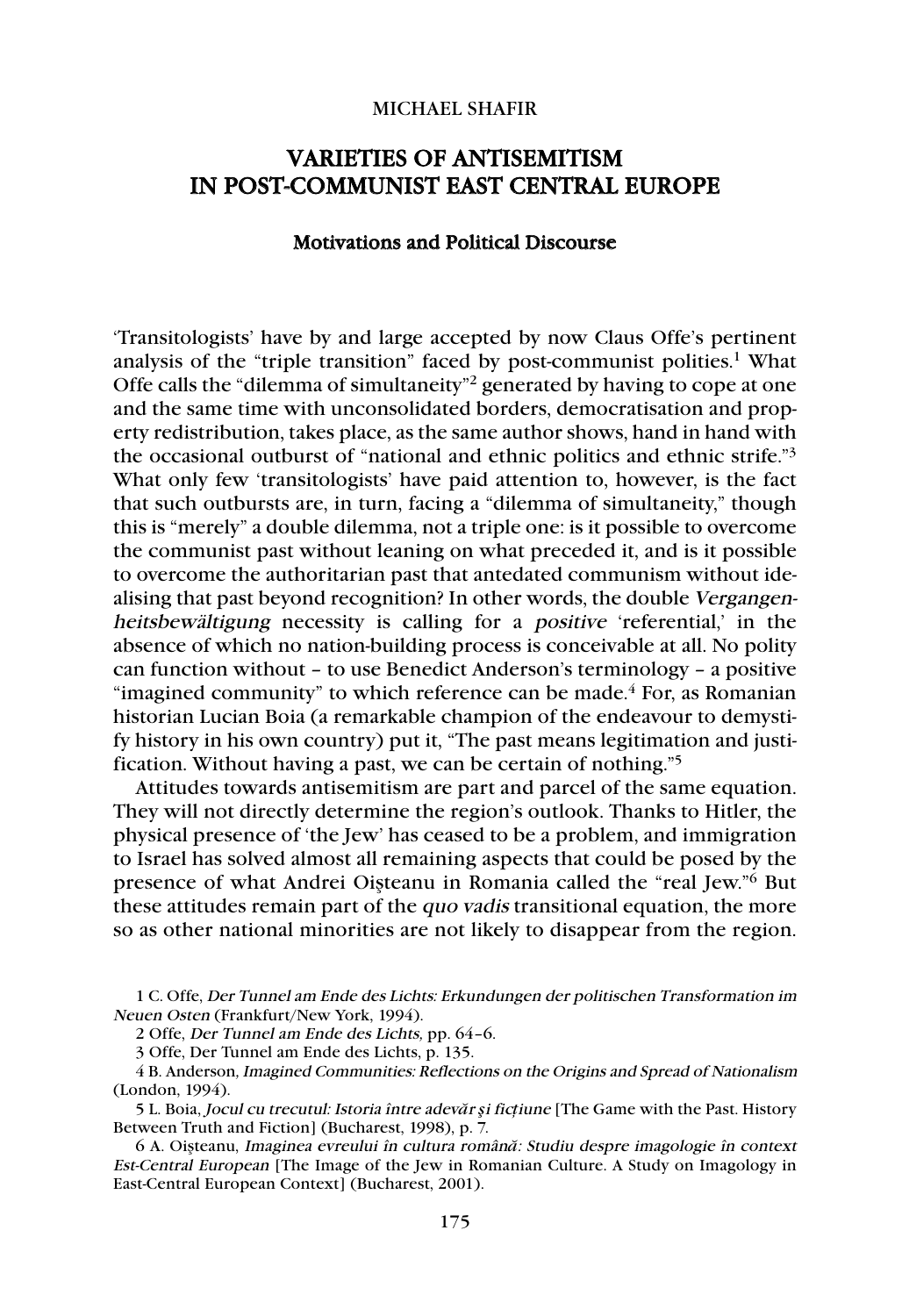MICHAEL SHAFIR

# VARIETIES OF ANTISEMITISM IN POST-COMMUNIST EAST CENTRAL EUROPE

## Motivations and Political Discourse

'Transitologists' have by and large accepted by now Claus Offe's pertinent analysis of the "triple transition" faced by post-communist polities.[1] What Offe calls the "dilemma of simultaneity"[2] generated by having to cope at one and the same time with unconsolidated borders, democratisation and property redistribution, takes place, as the same author shows, hand in hand with the occasional outburst of "national and ethnic politics and ethnic strife."[3] What only few 'transitologists' have paid attention to, however, is the fact that such outbursts are, in turn, facing a "dilemma of simultaneity," though this is "merely" a double dilemma, not a triple one: is it possible to overcome the communist past without leaning on what preceded it, and is it possible to overcome the authoritarian past that antedated communism without idealising that past beyond recognition? In other words, the double *Vergangenheitsbewältigung* necessity is calling for a *positive* 'referential,' in the absence of which no nation-building process is conceivable at all. No polity can function without – to use Benedict Anderson's terminology – a positive "imagined community" to which reference can be made.[4] For, as Romanian historian Lucian Boia (a remarkable champion of the endeavour to demystify history in his own country) put it, "The past means legitimation and justification. Without having a past, we can be certain of nothing."[5]

Attitudes towards antisemitism are part and parcel of the same equation. They will not directly determine the region's outlook. Thanks to Hitler, the physical presence of 'the Jew' has ceased to be a problem, and immigration to Israel has solved almost all remaining aspects that could be posed by the presence of what Andrei Oişteanu in Romania called the "real Jew."[6] But these attitudes remain part of the *quo vadis* transitional equation, the more so as other national minorities are not likely to disappear from the region.

1 C. Offe, *Der Tunnel am Ende des Lichts: Erkundungen der politischen Transformation im Neuen Osten* (Frankfurt/New York, 1994).

2 Offe, *Der Tunnel am Ende des Lichts,* pp. 64–6.

3 Offe, Der Tunnel am Ende des Lichts, p. 135.

4 B. Anderson, *Imagined Communities: Reflections on the Origins and Spread of Nationalism* (London, 1994).

5 L. Boia, *Jocul cu trecutul: Istoria între adevăr şi ficţiune* [The Game with the Past. History Between Truth and Fiction] (Bucharest, 1998), p. 7.

6 A. Oişteanu, *Imaginea evreului în cultura română: Studiu despre imagologie în context Est-Central European* [The Image of the Jew in Romanian Culture. A Study on Imagology in East-Central European Context] (Bucharest, 2001).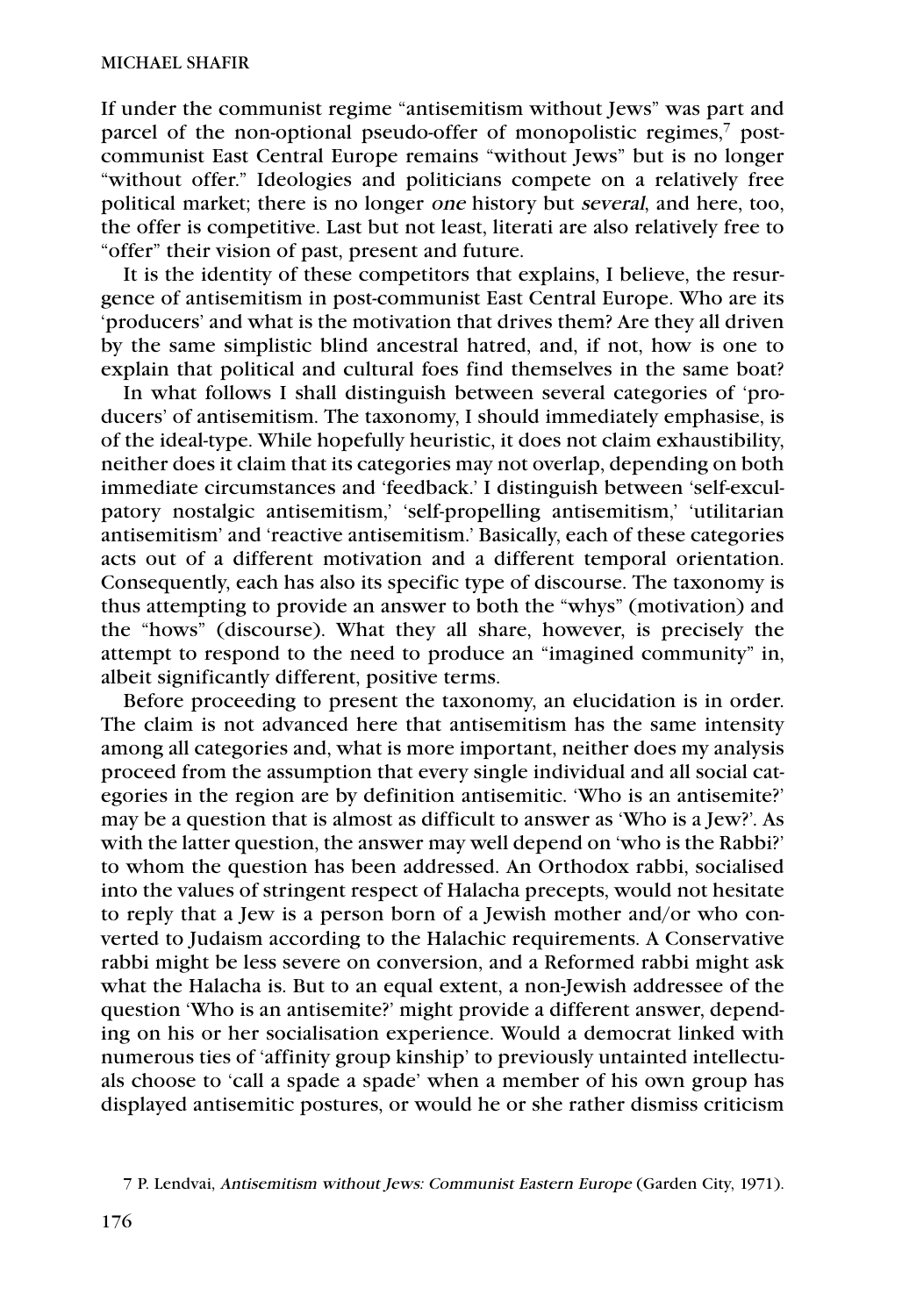If under the communist regime "antisemitism without Jews" was part and parcel of the non-optional pseudo-offer of monopolistic regimes,[7] post-communist East Central Europe remains "without Jews" but is no longer "without offer." Ideologies and politicians compete on a relatively free political market; there is no longer *one* history but *several*, and here, too, the offer is competitive. Last but not least, literati are also relatively free to "offer" their vision of past, present and future.

It is the identity of these competitors that explains, I believe, the resurgence of antisemitism in post-communist East Central Europe. Who are its 'producers' and what is the motivation that drives them? Are they all driven by the same simplistic blind ancestral hatred, and, if not, how is one to explain that political and cultural foes find themselves in the same boat?

In what follows I shall distinguish between several categories of 'producers' of antisemitism. The taxonomy, I should immediately emphasise, is of the ideal-type. While hopefully heuristic, it does not claim exhaustibility, neither does it claim that its categories may not overlap, depending on both immediate circumstances and 'feedback.' I distinguish between 'self-exculpatory nostalgic antisemitism,' 'self-propelling antisemitism,' 'utilitarian antisemitism' and 'reactive antisemitism.' Basically, each of these categories acts out of a different motivation and a different temporal orientation. Consequently, each has also its specific type of discourse. The taxonomy is thus attempting to provide an answer to both the "whys" (motivation) and the "hows" (discourse). What they all share, however, is precisely the attempt to respond to the need to produce an "imagined community" in, albeit significantly different, positive terms.

Before proceeding to present the taxonomy, an elucidation is in order. The claim is not advanced here that antisemitism has the same intensity among all categories and, what is more important, neither does my analysis proceed from the assumption that every single individual and all social categories in the region are by definition antisemitic. 'Who is an antisemite?' may be a question that is almost as difficult to answer as 'Who is a Jew?'. As with the latter question, the answer may well depend on 'who is the Rabbi?' to whom the question has been addressed. An Orthodox rabbi, socialised into the values of stringent respect of Halacha precepts, would not hesitate to reply that a Jew is a person born of a Jewish mother and/or who converted to Judaism according to the Halachic requirements. A Conservative rabbi might be less severe on conversion, and a Reformed rabbi might ask what the Halacha is. But to an equal extent, a non-Jewish addressee of the question 'Who is an antisemite?' might provide a different answer, depending on his or her socialisation experience. Would a democrat linked with numerous ties of 'affinity group kinship' to previously untainted intellectuals choose to 'call a spade a spade' when a member of his own group has displayed antisemitic postures, or would he or she rather dismiss criticism

---

7 P. Lendvai, *Antisemitism without Jews: Communist Eastern Europe* (Garden City, 1971).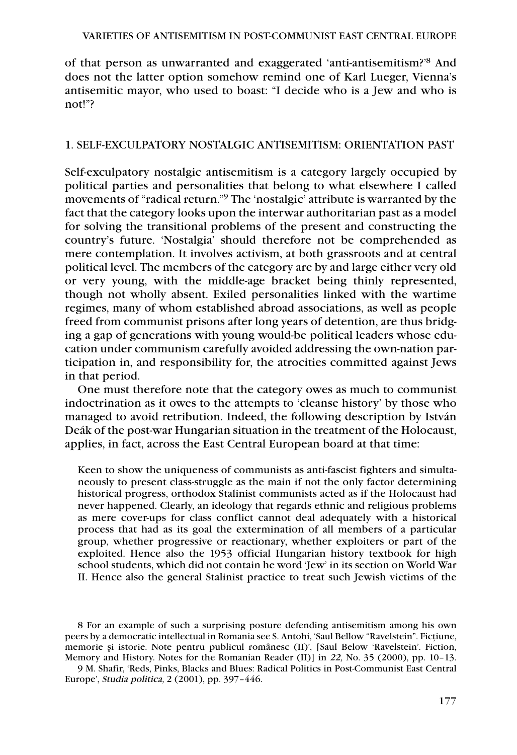of that person as unwarranted and exaggerated 'anti-antisemitism?'[8] And does not the latter option somehow remind one of Karl Lueger, Vienna's antisemitic mayor, who used to boast: "I decide who is a Jew and who is not!"?

## 1. SELF-EXCULPATORY NOSTALGIC ANTISEMITISM: ORIENTATION PAST

Self-exculpatory nostalgic antisemitism is a category largely occupied by political parties and personalities that belong to what elsewhere I called movements of "radical return."[9] The 'nostalgic' attribute is warranted by the fact that the category looks upon the interwar authoritarian past as a model for solving the transitional problems of the present and constructing the country's future. 'Nostalgia' should therefore not be comprehended as mere contemplation. It involves activism, at both grassroots and at central political level. The members of the category are by and large either very old or very young, with the middle-age bracket being thinly represented, though not wholly absent. Exiled personalities linked with the wartime regimes, many of whom established abroad associations, as well as people freed from communist prisons after long years of detention, are thus bridging a gap of generations with young would-be political leaders whose education under communism carefully avoided addressing the own-nation participation in, and responsibility for, the atrocities committed against Jews in that period.

One must therefore note that the category owes as much to communist indoctrination as it owes to the attempts to 'cleanse history' by those who managed to avoid retribution. Indeed, the following description by István Deák of the post-war Hungarian situation in the treatment of the Holocaust, applies, in fact, across the East Central European board at that time:

> Keen to show the uniqueness of communists as anti-fascist fighters and simultaneously to present class-struggle as the main if not the only factor determining historical progress, orthodox Stalinist communists acted as if the Holocaust had never happened. Clearly, an ideology that regards ethnic and religious problems as mere cover-ups for class conflict cannot deal adequately with a historical process that had as its goal the extermination of all members of a particular group, whether progressive or reactionary, whether exploiters or part of the exploited. Hence also the 1953 official Hungarian history textbook for high school students, which did not contain he word 'Jew' in its section on World War II. Hence also the general Stalinist practice to treat such Jewish victims of the

8 For an example of such a surprising posture defending antisemitism among his own peers by a democratic intellectual in Romania see S. Antohi, 'Saul Bellow "Ravelstein". Ficțiune, memorie și istorie. Note pentru publicul românesc (II)', [Saul Below 'Ravelstein'. Fiction, Memory and History. Notes for the Romanian Reader (II)] in *22,* No. 35 (2000), pp. 10–13.

9 M. Shafir, 'Reds, Pinks, Blacks and Blues: Radical Politics in Post-Communist East Central Europe', *Studia politica,* 2 (2001), pp. 397–446.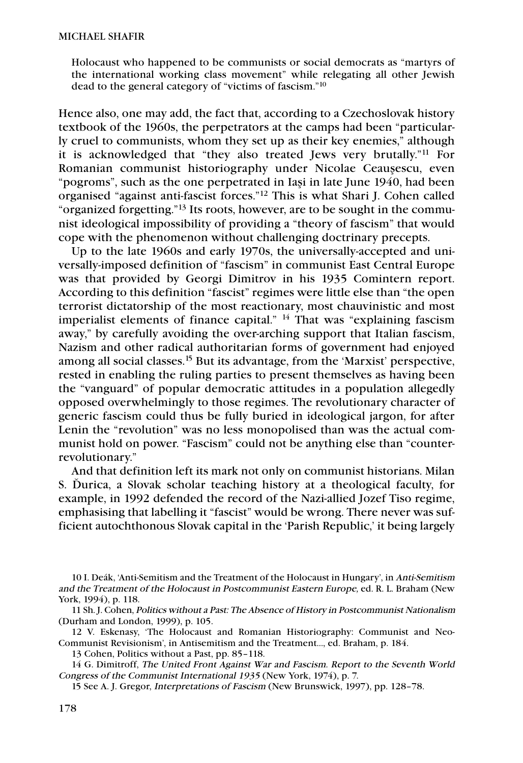> Holocaust who happened to be communists or social democrats as "martyrs of the international working class movement" while relegating all other Jewish dead to the general category of "victims of fascism."[10]

Hence also, one may add, the fact that, according to a Czechoslovak history textbook of the 1960s, the perpetrators at the camps had been "particularly cruel to communists, whom they set up as their key enemies," although it is acknowledged that "they also treated Jews very brutally."[11] For Romanian communist historiography under Nicolae Ceauşescu, even "pogroms", such as the one perpetrated in Iaşi in late June 1940, had been organised "against anti-fascist forces."[12] This is what Shari J. Cohen called "organized forgetting."[13] Its roots, however, are to be sought in the communist ideological impossibility of providing a "theory of fascism" that would cope with the phenomenon without challenging doctrinary precepts.

Up to the late 1960s and early 1970s, the universally-accepted and universally-imposed definition of "fascism" in communist East Central Europe was that provided by Georgi Dimitrov in his 1935 Comintern report. According to this definition "fascist" regimes were little else than "the open terrorist dictatorship of the most reactionary, most chauvinistic and most imperialist elements of finance capital." [14] That was "explaining fascism away," by carefully avoiding the over-arching support that Italian fascism, Nazism and other radical authoritarian forms of government had enjoyed among all social classes.[15] But its advantage, from the 'Marxist' perspective, rested in enabling the ruling parties to present themselves as having been the "vanguard" of popular democratic attitudes in a population allegedly opposed overwhelmingly to those regimes. The revolutionary character of generic fascism could thus be fully buried in ideological jargon, for after Lenin the "revolution" was no less monopolised than was the actual communist hold on power. "Fascism" could not be anything else than "counter-revolutionary."

And that definition left its mark not only on communist historians. Milan S. Ďurica, a Slovak scholar teaching history at a theological faculty, for example, in 1992 defended the record of the Nazi-allied Jozef Tiso regime, emphasising that labelling it "fascist" would be wrong. There never was sufficient autochthonous Slovak capital in the 'Parish Republic,' it being largely

10 I. Deák, 'Anti-Semitism and the Treatment of the Holocaust in Hungary', in *Anti-Semitism and the Treatment of the Holocaust in Postcommunist Eastern Europe,* ed. R. L. Braham (New York, 1994), p. 118.

11 Sh. J. Cohen, *Politics without a Past: The Absence of History in Postcommunist Nationalism* (Durham and London, 1999), p. 105.

12 V. Eskenasy, 'The Holocaust and Romanian Historiography: Communist and Neo-Communist Revisionism', in Antisemitism and the Treatment..., ed. Braham, p. 184.

13 Cohen, Politics without a Past, pp. 85–118.

14 G. Dimitroff, *The United Front Against War and Fascism. Report to the Seventh World Congress of the Communist International 1935* (New York, 1974), p. 7.

15 See A. J. Gregor, *Interpretations of Fascism* (New Brunswick, 1997), pp. 128–78.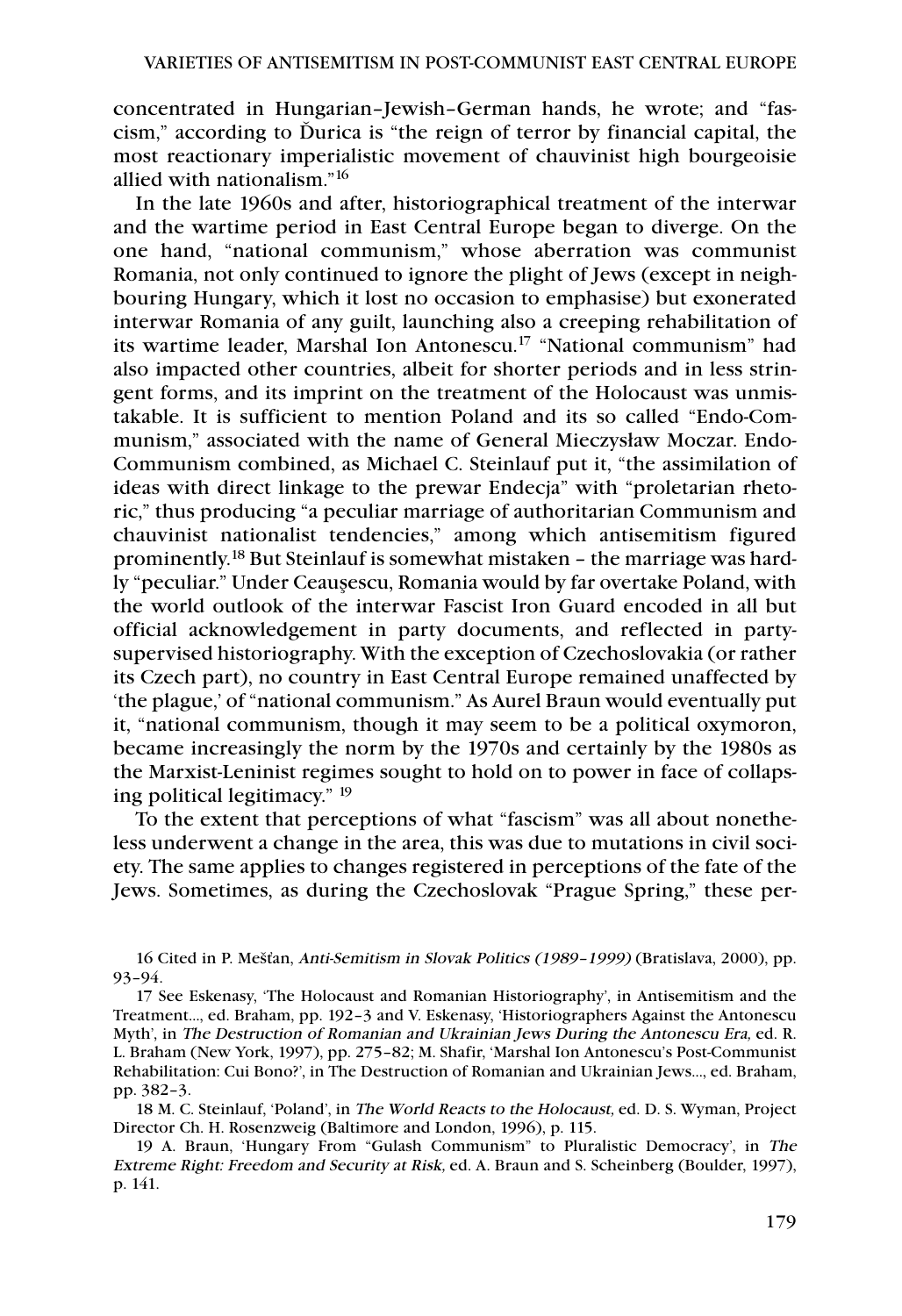concentrated in Hungarian–Jewish–German hands, he wrote; and "fascism," according to Ďurica is "the reign of terror by financial capital, the most reactionary imperialistic movement of chauvinist high bourgeoisie allied with nationalism."[16]

In the late 1960s and after, historiographical treatment of the interwar and the wartime period in East Central Europe began to diverge. On the one hand, "national communism," whose aberration was communist Romania, not only continued to ignore the plight of Jews (except in neighbouring Hungary, which it lost no occasion to emphasise) but exonerated interwar Romania of any guilt, launching also a creeping rehabilitation of its wartime leader, Marshal Ion Antonescu.[17] "National communism" had also impacted other countries, albeit for shorter periods and in less stringent forms, and its imprint on the treatment of the Holocaust was unmistakable. It is sufficient to mention Poland and its so called "Endo-Communism," associated with the name of General Mieczysław Moczar. Endo-Communism combined, as Michael C. Steinlauf put it, "the assimilation of ideas with direct linkage to the prewar Endecja" with "proletarian rhetoric," thus producing "a peculiar marriage of authoritarian Communism and chauvinist nationalist tendencies," among which antisemitism figured prominently.[18] But Steinlauf is somewhat mistaken – the marriage was hardly "peculiar." Under Ceauşescu, Romania would by far overtake Poland, with the world outlook of the interwar Fascist Iron Guard encoded in all but official acknowledgement in party documents, and reflected in party-supervised historiography. With the exception of Czechoslovakia (or rather its Czech part), no country in East Central Europe remained unaffected by 'the plague,' of "national communism." As Aurel Braun would eventually put it, "national communism, though it may seem to be a political oxymoron, became increasingly the norm by the 1970s and certainly by the 1980s as the Marxist-Leninist regimes sought to hold on to power in face of collapsing political legitimacy." [19]

To the extent that perceptions of what "fascism" was all about nonetheless underwent a change in the area, this was due to mutations in civil society. The same applies to changes registered in perceptions of the fate of the Jews. Sometimes, as during the Czechoslovak "Prague Spring," these per-

16 Cited in P. Mešťan, *Anti-Semitism in Slovak Politics (1989–1999)* (Bratislava, 2000), pp. 93–94.

17 See Eskenasy, 'The Holocaust and Romanian Historiography', in Antisemitism and the Treatment..., ed. Braham, pp. 192–3 and V. Eskenasy, 'Historiographers Against the Antonescu Myth', in *The Destruction of Romanian and Ukrainian Jews During the Antonescu Era,* ed. R. L. Braham (New York, 1997), pp. 275–82; M. Shafir, 'Marshal Ion Antonescu's Post-Communist Rehabilitation: Cui Bono?', in The Destruction of Romanian and Ukrainian Jews..., ed. Braham, pp. 382–3.

18 M. C. Steinlauf, 'Poland', in *The World Reacts to the Holocaust,* ed. D. S. Wyman, Project Director Ch. H. Rosenzweig (Baltimore and London, 1996), p. 115.

19 A. Braun, 'Hungary From "Gulash Communism" to Pluralistic Democracy', in *The Extreme Right: Freedom and Security at Risk,* ed. A. Braun and S. Scheinberg (Boulder, 1997), p. 141.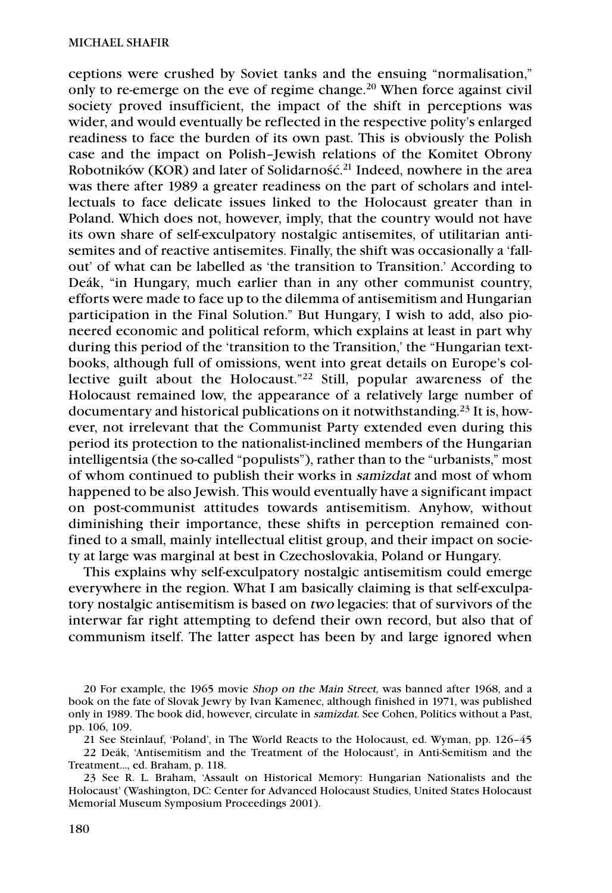ceptions were crushed by Soviet tanks and the ensuing "normalisation," only to re-emerge on the eve of regime change.[20] When force against civil society proved insufficient, the impact of the shift in perceptions was wider, and would eventually be reflected in the respective polity's enlarged readiness to face the burden of its own past. This is obviously the Polish case and the impact on Polish–Jewish relations of the Komitet Obrony Robotników (KOR) and later of Solidarność.[21] Indeed, nowhere in the area was there after 1989 a greater readiness on the part of scholars and intellectuals to face delicate issues linked to the Holocaust greater than in Poland. Which does not, however, imply, that the country would not have its own share of self-exculpatory nostalgic antisemites, of utilitarian antisemites and of reactive antisemites. Finally, the shift was occasionally a 'fall-out' of what can be labelled as 'the transition to Transition.' According to Deák, "in Hungary, much earlier than in any other communist country, efforts were made to face up to the dilemma of antisemitism and Hungarian participation in the Final Solution." But Hungary, I wish to add, also pioneered economic and political reform, which explains at least in part why during this period of the 'transition to the Transition,' the "Hungarian textbooks, although full of omissions, went into great details on Europe's collective guilt about the Holocaust."[22] Still, popular awareness of the Holocaust remained low, the appearance of a relatively large number of documentary and historical publications on it notwithstanding.[23] It is, however, not irrelevant that the Communist Party extended even during this period its protection to the nationalist-inclined members of the Hungarian intelligentsia (the so-called "populists"), rather than to the "urbanists," most of whom continued to publish their works in *samizdat* and most of whom happened to be also Jewish. This would eventually have a significant impact on post-communist attitudes towards antisemitism. Anyhow, without diminishing their importance, these shifts in perception remained confined to a small, mainly intellectual elitist group, and their impact on society at large was marginal at best in Czechoslovakia, Poland or Hungary.

This explains why self-exculpatory nostalgic antisemitism could emerge everywhere in the region. What I am basically claiming is that self-exculpatory nostalgic antisemitism is based on *two* legacies: that of survivors of the interwar far right attempting to defend their own record, but also that of communism itself. The latter aspect has been by and large ignored when

20 For example, the 1965 movie *Shop on the Main Street,* was banned after 1968, and a book on the fate of Slovak Jewry by Ivan Kamenec, although finished in 1971, was published only in 1989. The book did, however, circulate in *samizdat.* See Cohen, Politics without a Past, pp. 106, 109.

21 See Steinlauf, 'Poland', in The World Reacts to the Holocaust, ed. Wyman, pp. 126–45

22 Deák, 'Antisemitism and the Treatment of the Holocaust', in Anti-Semitism and the Treatment..., ed. Braham, p. 118.

23 See R. L. Braham, 'Assault on Historical Memory: Hungarian Nationalists and the Holocaust' (Washington, DC: Center for Advanced Holocaust Studies, United States Holocaust Memorial Museum Symposium Proceedings 2001).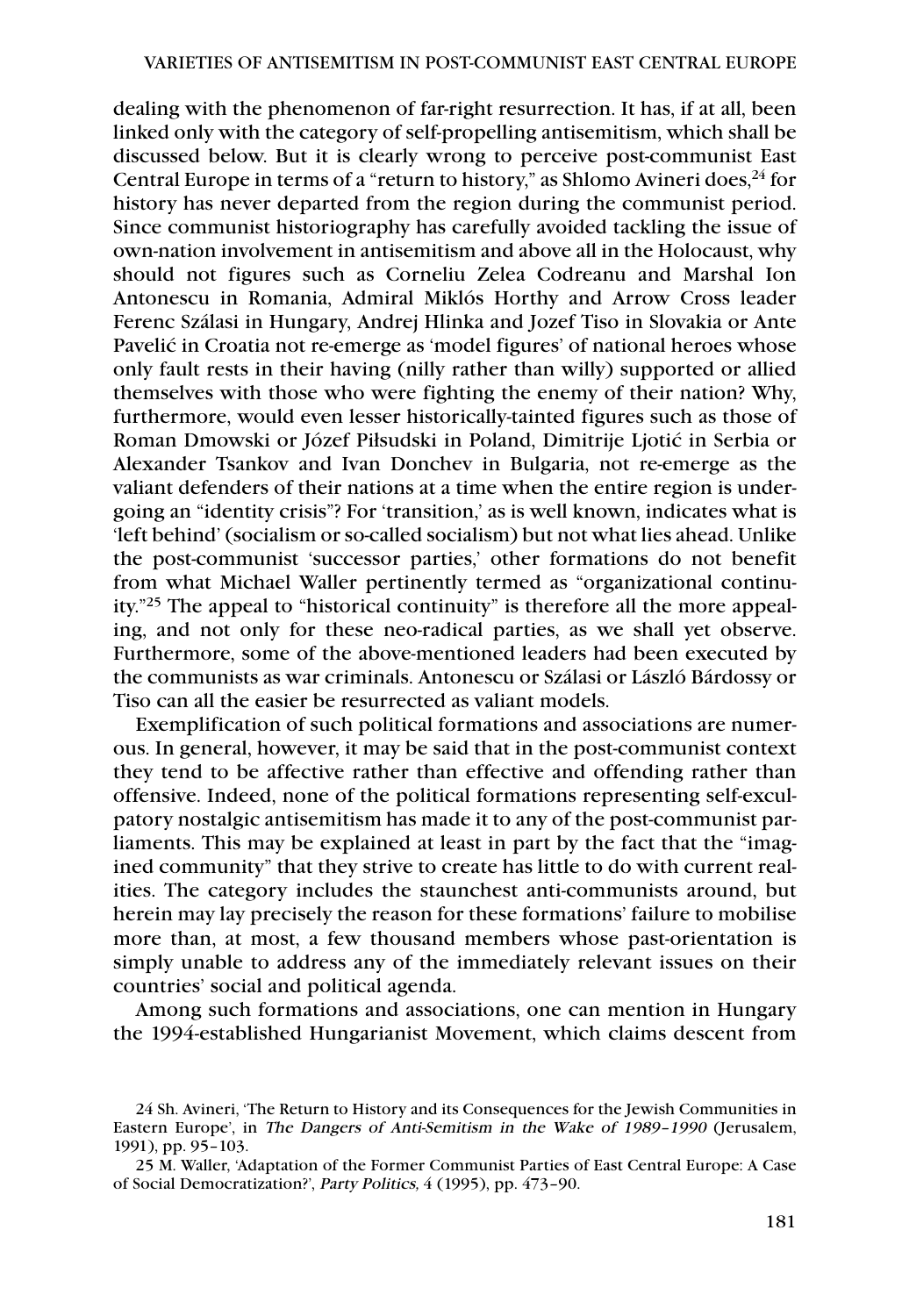dealing with the phenomenon of far-right resurrection. It has, if at all, been linked only with the category of self-propelling antisemitism, which shall be discussed below. But it is clearly wrong to perceive post-communist East Central Europe in terms of a "return to history," as Shlomo Avineri does,[24] for history has never departed from the region during the communist period. Since communist historiography has carefully avoided tackling the issue of own-nation involvement in antisemitism and above all in the Holocaust, why should not figures such as Corneliu Zelea Codreanu and Marshal Ion Antonescu in Romania, Admiral Miklós Horthy and Arrow Cross leader Ferenc Szálasi in Hungary, Andrej Hlinka and Jozef Tiso in Slovakia or Ante Pavelić in Croatia not re-emerge as 'model figures' of national heroes whose only fault rests in their having (nilly rather than willy) supported or allied themselves with those who were fighting the enemy of their nation? Why, furthermore, would even lesser historically-tainted figures such as those of Roman Dmowski or Józef Piłsudski in Poland, Dimitrije Ljotić in Serbia or Alexander Tsankov and Ivan Donchev in Bulgaria, not re-emerge as the valiant defenders of their nations at a time when the entire region is undergoing an "identity crisis"? For 'transition,' as is well known, indicates what is 'left behind' (socialism or so-called socialism) but not what lies ahead. Unlike the post-communist 'successor parties,' other formations do not benefit from what Michael Waller pertinently termed as "organizational continuity."[25] The appeal to "historical continuity" is therefore all the more appealing, and not only for these neo-radical parties, as we shall yet observe. Furthermore, some of the above-mentioned leaders had been executed by the communists as war criminals. Antonescu or Szálasi or László Bárdossy or Tiso can all the easier be resurrected as valiant models.

Exemplification of such political formations and associations are numerous. In general, however, it may be said that in the post-communist context they tend to be affective rather than effective and offending rather than offensive. Indeed, none of the political formations representing self-exculpatory nostalgic antisemitism has made it to any of the post-communist parliaments. This may be explained at least in part by the fact that the "imagined community" that they strive to create has little to do with current realities. The category includes the staunchest anti-communists around, but herein may lay precisely the reason for these formations' failure to mobilise more than, at most, a few thousand members whose past-orientation is simply unable to address any of the immediately relevant issues on their countries' social and political agenda.

Among such formations and associations, one can mention in Hungary the 1994-established Hungarianist Movement, which claims descent from

24 Sh. Avineri, 'The Return to History and its Consequences for the Jewish Communities in Eastern Europe', in *The Dangers of Anti-Semitism in the Wake of 1989–1990* (Jerusalem, 1991), pp. 95–103.

25 M. Waller, 'Adaptation of the Former Communist Parties of East Central Europe: A Case of Social Democratization?', *Party Politics,* 4 (1995), pp. 473–90.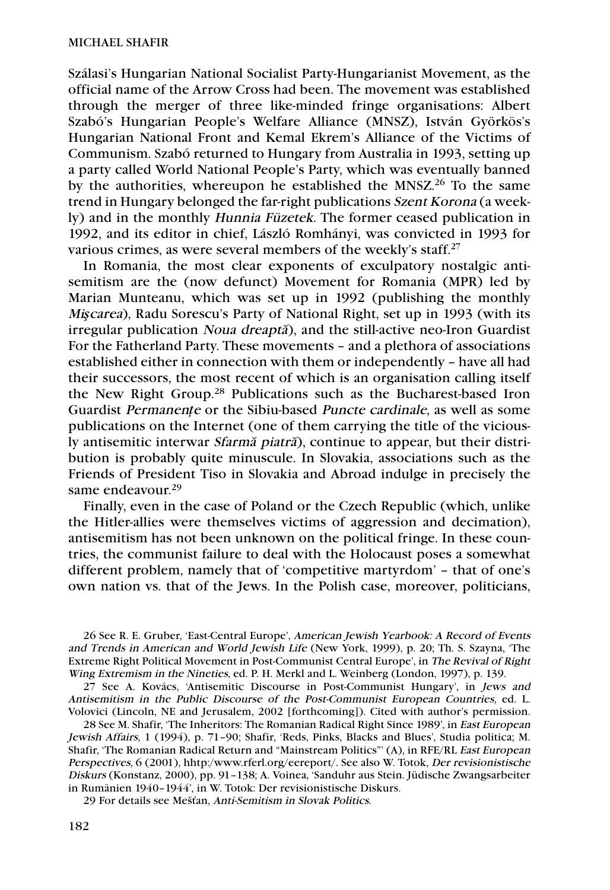Szálasi's Hungarian National Socialist Party-Hungarianist Movement, as the official name of the Arrow Cross had been. The movement was established through the merger of three like-minded fringe organisations: Albert Szabó's Hungarian People's Welfare Alliance (MNSZ), István Györkös's Hungarian National Front and Kemal Ekrem's Alliance of the Victims of Communism. Szabó returned to Hungary from Australia in 1993, setting up a party called World National People's Party, which was eventually banned by the authorities, whereupon he established the MNSZ.[26] To the same trend in Hungary belonged the far-right publications *Szent Korona* (a weekly) and in the monthly *Hunnia Füzetek*. The former ceased publication in 1992, and its editor in chief, László Romhányi, was convicted in 1993 for various crimes, as were several members of the weekly's staff.[27]

In Romania, the most clear exponents of exculpatory nostalgic antisemitism are the (now defunct) Movement for Romania (MPR) led by Marian Munteanu, which was set up in 1992 (publishing the monthly *Mişcarea*), Radu Sorescu's Party of National Right, set up in 1993 (with its irregular publication *Noua dreaptă*), and the still-active neo-Iron Guardist For the Fatherland Party. These movements – and a plethora of associations established either in connection with them or independently – have all had their successors, the most recent of which is an organisation calling itself the New Right Group.[28] Publications such as the Bucharest-based Iron Guardist *Permanenţe* or the Sibiu-based *Puncte cardinale,* as well as some publications on the Internet (one of them carrying the title of the viciously antisemitic interwar *Sfarmă piatră*), continue to appear, but their distribution is probably quite minuscule. In Slovakia, associations such as the Friends of President Tiso in Slovakia and Abroad indulge in precisely the same endeavour.[29]

Finally, even in the case of Poland or the Czech Republic (which, unlike the Hitler-allies were themselves victims of aggression and decimation), antisemitism has not been unknown on the political fringe. In these countries, the communist failure to deal with the Holocaust poses a somewhat different problem, namely that of 'competitive martyrdom' – that of one's own nation vs. that of the Jews. In the Polish case, moreover, politicians,

26 See R. E. Gruber, 'East-Central Europe', *American Jewish Yearbook: A Record of Events and Trends in American and World Jewish Life* (New York, 1999), p. 20; Th. S. Szayna, 'The Extreme Right Political Movement in Post-Communist Central Europe', in *The Revival of Right Wing Extremism in the Nineties,* ed. P. H. Merkl and L. Weinberg (London, 1997), p. 139.

27 See A. Kovács, 'Antisemitic Discourse in Post-Communist Hungary', in *Jews and Antisemitism in the Public Discourse of the Post-Communist European Countries,* ed. L. Volovici (Lincoln, NE and Jerusalem, 2002 [forthcoming]). Cited with author's permission.

28 See M. Shafir, 'The Inheritors: The Romanian Radical Right Since 1989', in *East European Jewish Affairs,* 1 (1994), p. 71–90; Shafir, 'Reds, Pinks, Blacks and Blues', Studia politica; M. Shafir, 'The Romanian Radical Return and "Mainstream Politics"' (A), in RFE/RL *East European Perspectives,* 6 (2001), hhtp:/www.rferl.org/eereport/. See also W. Totok, *Der revisionistische Diskurs* (Konstanz, 2000), pp. 91–138; A. Voinea, 'Sanduhr aus Stein. Jüdische Zwangsarbeiter in Rumänien 1940–1944', in W. Totok: Der revisionistische Diskurs.

29 For details see Mešťan, *Anti-Semitism in Slovak Politics.*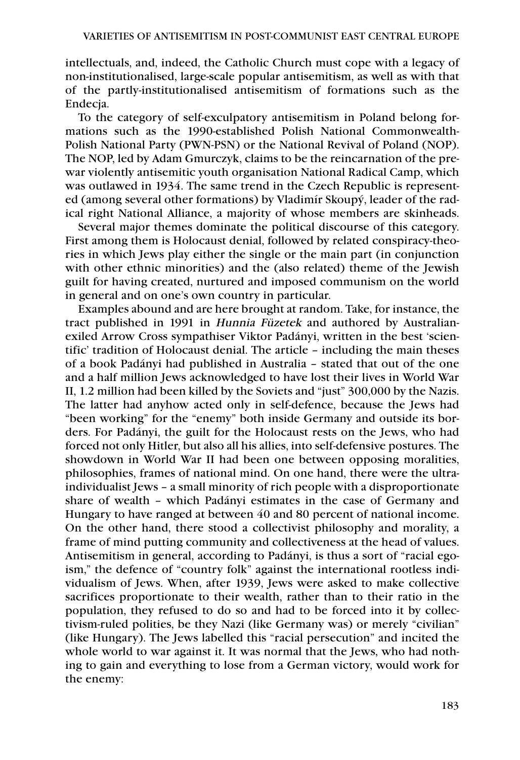intellectuals, and, indeed, the Catholic Church must cope with a legacy of non-institutionalised, large-scale popular antisemitism, as well as with that of the partly-institutionalised antisemitism of formations such as the Endecja.

To the category of self-exculpatory antisemitism in Poland belong formations such as the 1990-established Polish National Commonwealth-Polish National Party (PWN-PSN) or the National Revival of Poland (NOP). The NOP, led by Adam Gmurczyk, claims to be the reincarnation of the prewar violently antisemitic youth organisation National Radical Camp, which was outlawed in 1934. The same trend in the Czech Republic is represented (among several other formations) by Vladimír Skoupý, leader of the radical right National Alliance, a majority of whose members are skinheads.

Several major themes dominate the political discourse of this category. First among them is Holocaust denial, followed by related conspiracy-theories in which Jews play either the single or the main part (in conjunction with other ethnic minorities) and the (also related) theme of the Jewish guilt for having created, nurtured and imposed communism on the world in general and on one's own country in particular.

Examples abound and are here brought at random. Take, for instance, the tract published in 1991 in *Hunnia Füzetek* and authored by Australian-exiled Arrow Cross sympathiser Viktor Padányi, written in the best 'scientific' tradition of Holocaust denial. The article – including the main theses of a book Padányi had published in Australia – stated that out of the one and a half million Jews acknowledged to have lost their lives in World War II, 1.2 million had been killed by the Soviets and "just" 300,000 by the Nazis. The latter had anyhow acted only in self-defence, because the Jews had "been working" for the "enemy" both inside Germany and outside its borders. For Padányi, the guilt for the Holocaust rests on the Jews, who had forced not only Hitler, but also all his allies, into self-defensive postures. The showdown in World War II had been one between opposing moralities, philosophies, frames of national mind. On one hand, there were the ultra-individualist Jews – a small minority of rich people with a disproportionate share of wealth – which Padányi estimates in the case of Germany and Hungary to have ranged at between 40 and 80 percent of national income. On the other hand, there stood a collectivist philosophy and morality, a frame of mind putting community and collectiveness at the head of values. Antisemitism in general, according to Padányi, is thus a sort of "racial egoism," the defence of "country folk" against the international rootless individualism of Jews. When, after 1939, Jews were asked to make collective sacrifices proportionate to their wealth, rather than to their ratio in the population, they refused to do so and had to be forced into it by collectivism-ruled polities, be they Nazi (like Germany was) or merely "civilian" (like Hungary). The Jews labelled this "racial persecution" and incited the whole world to war against it. It was normal that the Jews, who had nothing to gain and everything to lose from a German victory, would work for the enemy: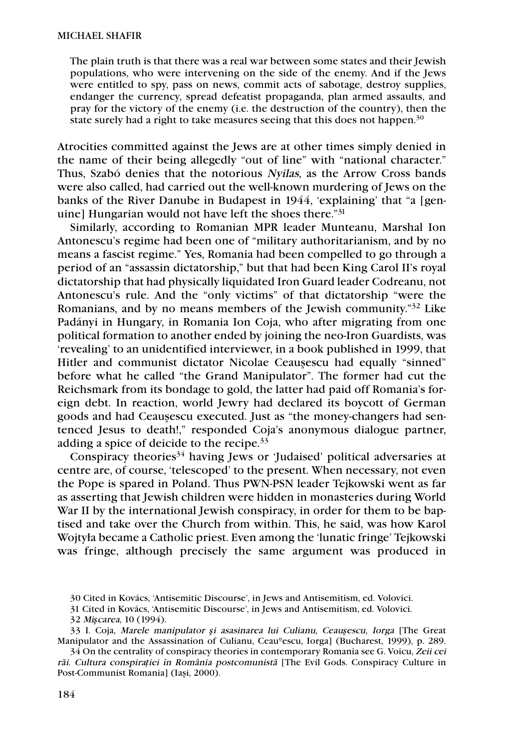> The plain truth is that there was a real war between some states and their Jewish populations, who were intervening on the side of the enemy. And if the Jews were entitled to spy, pass on news, commit acts of sabotage, destroy supplies, endanger the currency, spread defeatist propaganda, plan armed assaults, and pray for the victory of the enemy (i.e. the destruction of the country), then the state surely had a right to take measures seeing that this does not happen.[30]

Atrocities committed against the Jews are at other times simply denied in the name of their being allegedly "out of line" with "national character." Thus, Szabó denies that the notorious *Nyilas*, as the Arrow Cross bands were also called, had carried out the well-known murdering of Jews on the banks of the River Danube in Budapest in 1944, 'explaining' that "a [genuine] Hungarian would not have left the shoes there."[31]

Similarly, according to Romanian MPR leader Munteanu, Marshal Ion Antonescu's regime had been one of "military authoritarianism, and by no means a fascist regime." Yes, Romania had been compelled to go through a period of an "assassin dictatorship," but that had been King Carol II's royal dictatorship that had physically liquidated Iron Guard leader Codreanu, not Antonescu's rule. And the "only victims" of that dictatorship "were the Romanians, and by no means members of the Jewish community."[32] Like Padányi in Hungary, in Romania Ion Coja, who after migrating from one political formation to another ended by joining the neo-Iron Guardists, was 'revealing' to an unidentified interviewer, in a book published in 1999, that Hitler and communist dictator Nicolae Ceauşescu had equally "sinned" before what he called "the Grand Manipulator". The former had cut the Reichsmark from its bondage to gold, the latter had paid off Romania's foreign debt. In reaction, world Jewry had declared its boycott of German goods and had Ceauşescu executed. Just as "the money-changers had sentenced Jesus to death!," responded Coja's anonymous dialogue partner, adding a spice of deicide to the recipe.[33]

Conspiracy theories[34] having Jews or 'Judaised' political adversaries at centre are, of course, 'telescoped' to the present. When necessary, not even the Pope is spared in Poland. Thus PWN-PSN leader Tejkowski went as far as asserting that Jewish children were hidden in monasteries during World War II by the international Jewish conspiracy, in order for them to be baptised and take over the Church from within. This, he said, was how Karol Wojtyła became a Catholic priest. Even among the 'lunatic fringe' Tejkowski was fringe, although precisely the same argument was produced in

30 Cited in Kovács, 'Antisemitic Discourse', in Jews and Antisemitism, ed. Volovici.

31 Cited in Kovács, 'Antisemitic Discourse', in Jews and Antisemitism, ed. Volovici.

32 *Mişcarea,* 10 (1994).

33 I. Coja, *Marele manipulator şi asasinarea lui Culianu, Ceauşescu, Iorga* [The Great Manipulator and the Assassination of Culianu, Ceauºescu, Iorga] (Bucharest, 1999), p. 289.

34 On the centrality of conspiracy theories in contemporary Romania see G. Voicu, *Zeii cei răi. Cultura conspiraţiei în România postcomunistă* [The Evil Gods. Conspiracy Culture in Post-Communist Romania] (Iaşi, 2000).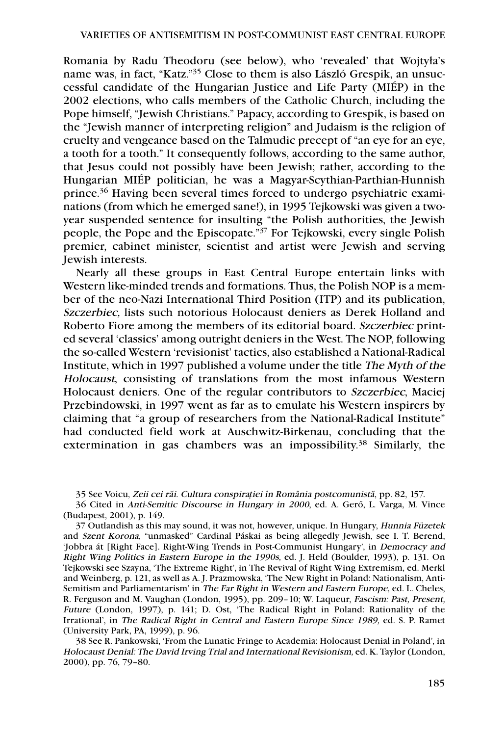Romania by Radu Theodoru (see below), who 'revealed' that Wojtyła's name was, in fact, "Katz."[35] Close to them is also László Grespik, an unsuccessful candidate of the Hungarian Justice and Life Party (MIÉP) in the 2002 elections, who calls members of the Catholic Church, including the Pope himself, "Jewish Christians." Papacy, according to Grespik, is based on the "Jewish manner of interpreting religion" and Judaism is the religion of cruelty and vengeance based on the Talmudic precept of "an eye for an eye, a tooth for a tooth." It consequently follows, according to the same author, that Jesus could not possibly have been Jewish; rather, according to the Hungarian MIÉP politician, he was a Magyar-Scythian-Parthian-Hunnish prince.[36] Having been several times forced to undergo psychiatric examinations (from which he emerged sane!), in 1995 Tejkowski was given a two-year suspended sentence for insulting "the Polish authorities, the Jewish people, the Pope and the Episcopate."[37] For Tejkowski, every single Polish premier, cabinet minister, scientist and artist were Jewish and serving Jewish interests.

Nearly all these groups in East Central Europe entertain links with Western like-minded trends and formations. Thus, the Polish NOP is a member of the neo-Nazi International Third Position (ITP) and its publication, *Szczerbiec*, lists such notorious Holocaust deniers as Derek Holland and Roberto Fiore among the members of its editorial board. *Szczerbiec* printed several 'classics' among outright deniers in the West. The NOP, following the so-called Western 'revisionist' tactics, also established a National-Radical Institute, which in 1997 published a volume under the title *The Myth of the Holocaust*, consisting of translations from the most infamous Western Holocaust deniers. One of the regular contributors to *Szczerbiec*, Maciej Przebindowski, in 1997 went as far as to emulate his Western inspirers by claiming that "a group of researchers from the National-Radical Institute" had conducted field work at Auschwitz-Birkenau, concluding that the extermination in gas chambers was an impossibility.[38] Similarly, the

35 See Voicu, *Zeii cei răi. Cultura conspirației în România postcomunistă*, pp. 82, 157.

36 Cited in *Anti-Semitic Discourse in Hungary in 2000*, ed. A. Gerő, L. Varga, M. Vince (Budapest, 2001), p. 149.

37 Outlandish as this may sound, it was not, however, unique. In Hungary, *Hunnia Füzetek* and *Szent Korona*, "unmasked" Cardinal Páskai as being allegedly Jewish, see I. T. Berend, 'Jobbra át [Right Face]. Right-Wing Trends in Post-Communist Hungary', in *Democracy and Right Wing Politics in Eastern Europe in the 1990s*, ed. J. Held (Boulder, 1993), p. 131. On Tejkowski see Szayna, 'The Extreme Right', in The Revival of Right Wing Extremism, ed. Merkl and Weinberg, p. 121, as well as A. J. Prazmowska, 'The New Right in Poland: Nationalism, Anti-Semitism and Parliamentarism' in *The Far Right in Western and Eastern Europe*, ed. L. Cheles, R. Ferguson and M. Vaughan (London, 1995), pp. 209–10; W. Laqueur, *Fascism: Past, Present, Future* (London, 1997), p. 141; D. Ost, 'The Radical Right in Poland: Rationality of the Irrational', in *The Radical Right in Central and Eastern Europe Since 1989*, ed. S. P. Ramet (University Park, PA, 1999), p. 96.

38 See R. Pankowski, 'From the Lunatic Fringe to Academia: Holocaust Denial in Poland', in *Holocaust Denial: The David Irving Trial and International Revisionism*, ed. K. Taylor (London, 2000), pp. 76, 79–80.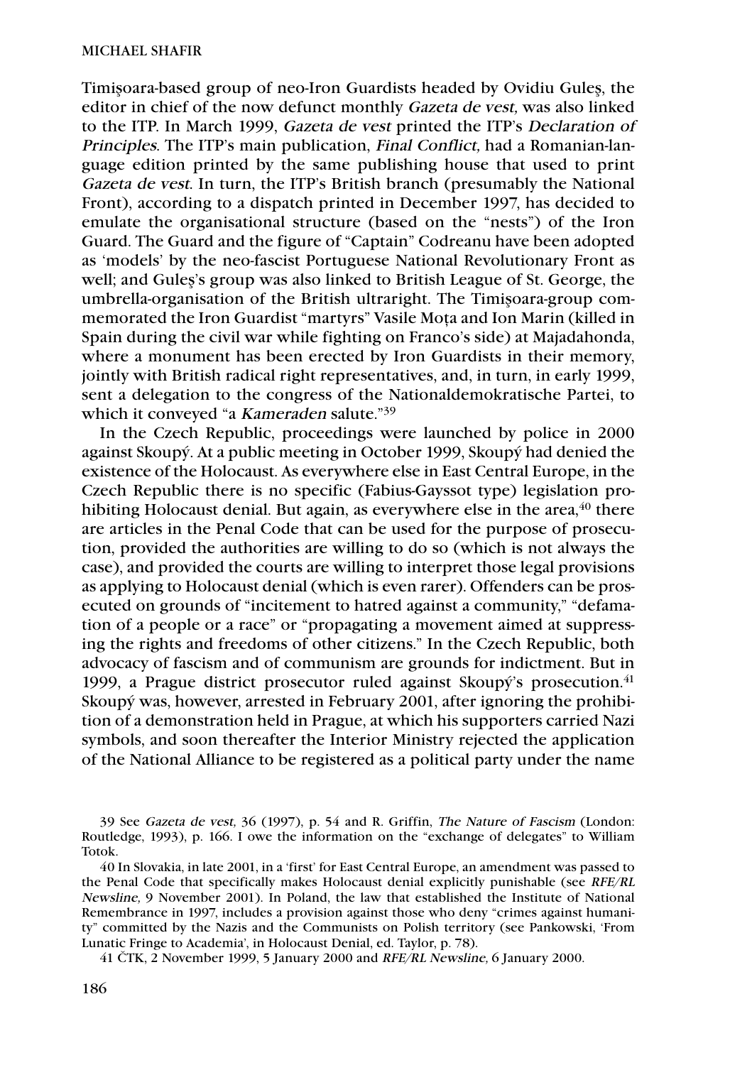Timişoara-based group of neo-Iron Guardists headed by Ovidiu Guleş, the editor in chief of the now defunct monthly *Gazeta de vest,* was also linked to the ITP. In March 1999, *Gazeta de vest* printed the ITP's *Declaration of Principles*. The ITP's main publication, *Final Conflict,* had a Romanian-language edition printed by the same publishing house that used to print *Gazeta de vest*. In turn, the ITP's British branch (presumably the National Front), according to a dispatch printed in December 1997, has decided to emulate the organisational structure (based on the "nests") of the Iron Guard. The Guard and the figure of "Captain" Codreanu have been adopted as 'models' by the neo-fascist Portuguese National Revolutionary Front as well; and Guleş's group was also linked to British League of St. George, the umbrella-organisation of the British ultraright. The Timişoara-group commemorated the Iron Guardist "martyrs" Vasile Moţa and Ion Marin (killed in Spain during the civil war while fighting on Franco's side) at Majadahonda, where a monument has been erected by Iron Guardists in their memory, jointly with British radical right representatives, and, in turn, in early 1999, sent a delegation to the congress of the Nationaldemokratische Partei, to which it conveyed "a *Kameraden* salute."[39]

In the Czech Republic, proceedings were launched by police in 2000 against Skoupý. At a public meeting in October 1999, Skoupý had denied the existence of the Holocaust. As everywhere else in East Central Europe, in the Czech Republic there is no specific (Fabius-Gayssot type) legislation prohibiting Holocaust denial. But again, as everywhere else in the area,[40] there are articles in the Penal Code that can be used for the purpose of prosecution, provided the authorities are willing to do so (which is not always the case), and provided the courts are willing to interpret those legal provisions as applying to Holocaust denial (which is even rarer). Offenders can be prosecuted on grounds of "incitement to hatred against a community," "defamation of a people or a race" or "propagating a movement aimed at suppressing the rights and freedoms of other citizens." In the Czech Republic, both advocacy of fascism and of communism are grounds for indictment. But in 1999, a Prague district prosecutor ruled against Skoupý's prosecution.[41] Skoupý was, however, arrested in February 2001, after ignoring the prohibition of a demonstration held in Prague, at which his supporters carried Nazi symbols, and soon thereafter the Interior Ministry rejected the application of the National Alliance to be registered as a political party under the name

39 See *Gazeta de vest,* 36 (1997), p. 54 and R. Griffin, *The Nature of Fascism* (London: Routledge, 1993), p. 166. I owe the information on the "exchange of delegates" to William Totok.

40 In Slovakia, in late 2001, in a 'first' for East Central Europe, an amendment was passed to the Penal Code that specifically makes Holocaust denial explicitly punishable (see *RFE/RL Newsline,* 9 November 2001). In Poland, the law that established the Institute of National Remembrance in 1997, includes a provision against those who deny "crimes against humanity" committed by the Nazis and the Communists on Polish territory (see Pankowski, 'From Lunatic Fringe to Academia', in Holocaust Denial, ed. Taylor, p. 78).

41 ČTK, 2 November 1999, 5 January 2000 and *RFE/RL Newsline,* 6 January 2000.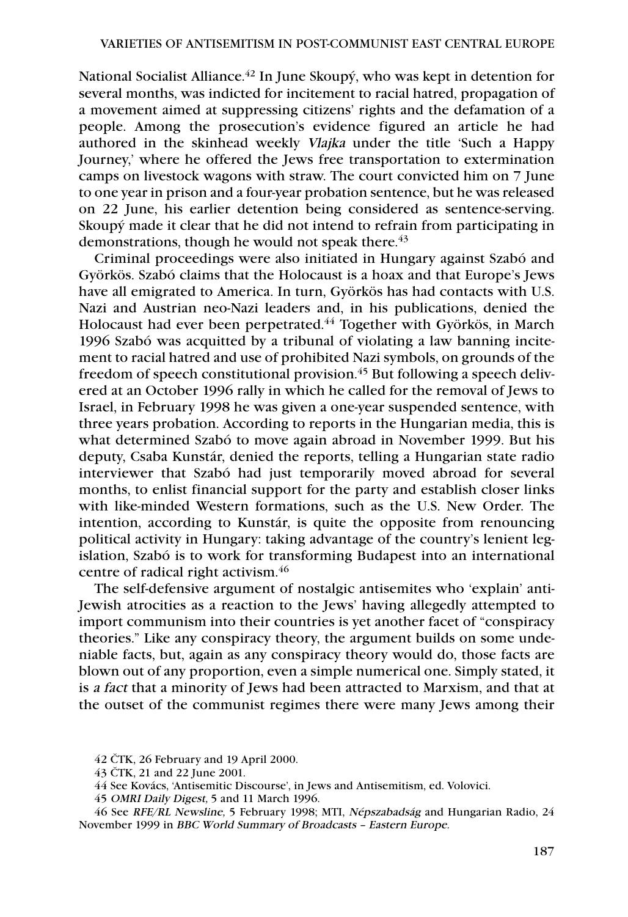National Socialist Alliance.[42] In June Skoupý, who was kept in detention for several months, was indicted for incitement to racial hatred, propagation of a movement aimed at suppressing citizens' rights and the defamation of a people. Among the prosecution's evidence figured an article he had authored in the skinhead weekly *Vlajka* under the title 'Such a Happy Journey,' where he offered the Jews free transportation to extermination camps on livestock wagons with straw. The court convicted him on 7 June to one year in prison and a four-year probation sentence, but he was released on 22 June, his earlier detention being considered as sentence-serving. Skoupý made it clear that he did not intend to refrain from participating in demonstrations, though he would not speak there.[43]

Criminal proceedings were also initiated in Hungary against Szabó and Györkös. Szabó claims that the Holocaust is a hoax and that Europe's Jews have all emigrated to America. In turn, Györkös has had contacts with U.S. Nazi and Austrian neo-Nazi leaders and, in his publications, denied the Holocaust had ever been perpetrated.[44] Together with Györkös, in March 1996 Szabó was acquitted by a tribunal of violating a law banning incitement to racial hatred and use of prohibited Nazi symbols, on grounds of the freedom of speech constitutional provision.[45] But following a speech delivered at an October 1996 rally in which he called for the removal of Jews to Israel, in February 1998 he was given a one-year suspended sentence, with three years probation. According to reports in the Hungarian media, this is what determined Szabó to move again abroad in November 1999. But his deputy, Csaba Kunstár, denied the reports, telling a Hungarian state radio interviewer that Szabó had just temporarily moved abroad for several months, to enlist financial support for the party and establish closer links with like-minded Western formations, such as the U.S. New Order. The intention, according to Kunstár, is quite the opposite from renouncing political activity in Hungary: taking advantage of the country's lenient legislation, Szabó is to work for transforming Budapest into an international centre of radical right activism.[46]

The self-defensive argument of nostalgic antisemites who 'explain' anti-Jewish atrocities as a reaction to the Jews' having allegedly attempted to import communism into their countries is yet another facet of "conspiracy theories." Like any conspiracy theory, the argument builds on some undeniable facts, but, again as any conspiracy theory would do, those facts are blown out of any proportion, even a simple numerical one. Simply stated, it is *a fact* that a minority of Jews had been attracted to Marxism, and that at the outset of the communist regimes there were many Jews among their

42 ČTK, 26 February and 19 April 2000.

43 ČTK, 21 and 22 June 2001.

44 See Kovács, 'Antisemitic Discourse', in Jews and Antisemitism, ed. Volovici.

45 *OMRI Daily Digest,* 5 and 11 March 1996.

46 See *RFE/RL Newsline,* 5 February 1998; MTI, *Népszabadság* and Hungarian Radio, 24 November 1999 in *BBC World Summary of Broadcasts – Eastern Europe.*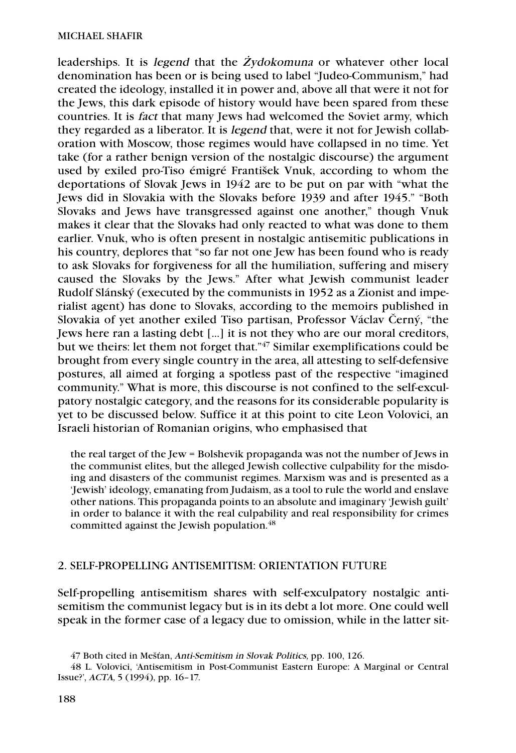leaderships. It is *legend* that the *Żydokomuna* or whatever other local denomination has been or is being used to label "Judeo-Communism," had created the ideology, installed it in power and, above all that were it not for the Jews, this dark episode of history would have been spared from these countries. It is *fact* that many Jews had welcomed the Soviet army, which they regarded as a liberator. It is *legend* that, were it not for Jewish collaboration with Moscow, those regimes would have collapsed in no time. Yet take (for a rather benign version of the nostalgic discourse) the argument used by exiled pro-Tiso émigré František Vnuk, according to whom the deportations of Slovak Jews in 1942 are to be put on par with "what the Jews did in Slovakia with the Slovaks before 1939 and after 1945." "Both Slovaks and Jews have transgressed against one another," though Vnuk makes it clear that the Slovaks had only reacted to what was done to them earlier. Vnuk, who is often present in nostalgic antisemitic publications in his country, deplores that "so far not one Jew has been found who is ready to ask Slovaks for forgiveness for all the humiliation, suffering and misery caused the Slovaks by the Jews." After what Jewish communist leader Rudolf Slánský (executed by the communists in 1952 as a Zionist and imperialist agent) has done to Slovaks, according to the memoirs published in Slovakia of yet another exiled Tiso partisan, Professor Václav Černý, "the Jews here ran a lasting debt [...] it is not they who are our moral creditors, but we theirs: let them not forget that."[47] Similar exemplifications could be brought from every single country in the area, all attesting to self-defensive postures, all aimed at forging a spotless past of the respective "imagined community." What is more, this discourse is not confined to the self-exculpatory nostalgic category, and the reasons for its considerable popularity is yet to be discussed below. Suffice it at this point to cite Leon Volovici, an Israeli historian of Romanian origins, who emphasised that

> the real target of the Jew = Bolshevik propaganda was not the number of Jews in the communist elites, but the alleged Jewish collective culpability for the misdoing and disasters of the communist regimes. Marxism was and is presented as a 'Jewish' ideology, emanating from Judaism, as a tool to rule the world and enslave other nations. This propaganda points to an absolute and imaginary 'Jewish guilt' in order to balance it with the real culpability and real responsibility for crimes committed against the Jewish population.[48]

## 2. SELF-PROPELLING ANTISEMITISM: ORIENTATION FUTURE

Self-propelling antisemitism shares with self-exculpatory nostalgic antisemitism the communist legacy but is in its debt a lot more. One could well speak in the former case of a legacy due to omission, while in the latter sit-

---

47 Both cited in Mešťan, *Anti-Semitism in Slovak Politics*, pp. 100, 126.

48 L. Volovici, 'Antisemitism in Post-Communist Eastern Europe: A Marginal or Central Issue?', *ACTA*, 5 (1994), pp. 16–17.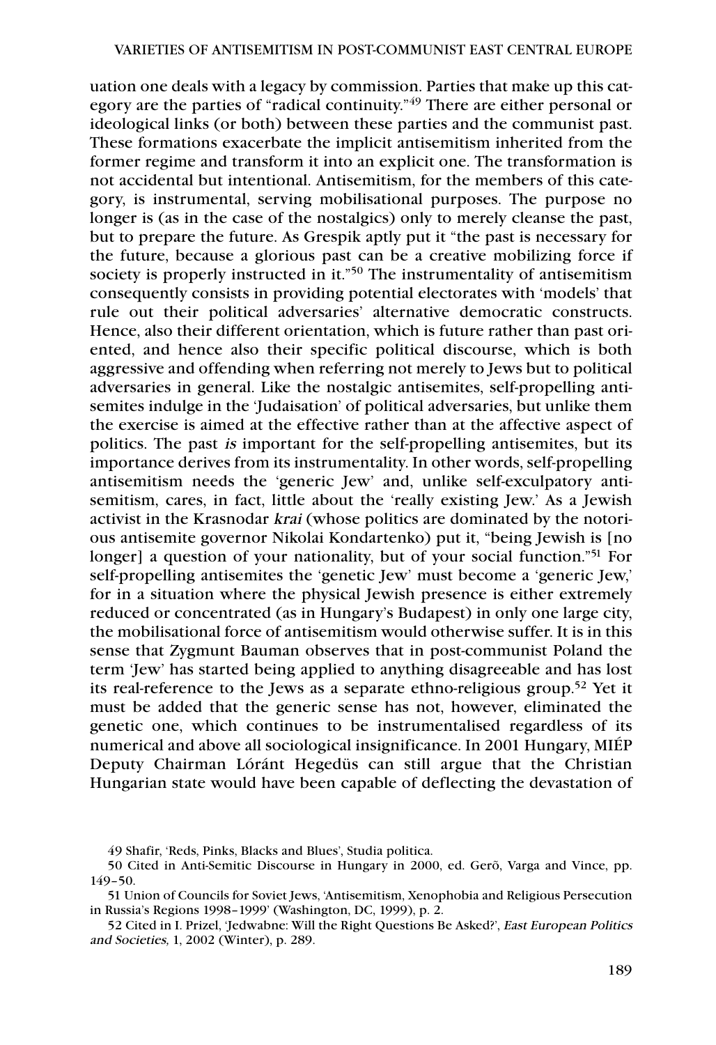uation one deals with a legacy by commission. Parties that make up this category are the parties of "radical continuity."[49] There are either personal or ideological links (or both) between these parties and the communist past. These formations exacerbate the implicit antisemitism inherited from the former regime and transform it into an explicit one. The transformation is not accidental but intentional. Antisemitism, for the members of this category, is instrumental, serving mobilisational purposes. The purpose no longer is (as in the case of the nostalgics) only to merely cleanse the past, but to prepare the future. As Grespik aptly put it "the past is necessary for the future, because a glorious past can be a creative mobilizing force if society is properly instructed in it."[50] The instrumentality of antisemitism consequently consists in providing potential electorates with 'models' that rule out their political adversaries' alternative democratic constructs. Hence, also their different orientation, which is future rather than past oriented, and hence also their specific political discourse, which is both aggressive and offending when referring not merely to Jews but to political adversaries in general. Like the nostalgic antisemites, self-propelling antisemites indulge in the 'Judaisation' of political adversaries, but unlike them the exercise is aimed at the effective rather than at the affective aspect of politics. The past *is* important for the self-propelling antisemites, but its importance derives from its instrumentality. In other words, self-propelling antisemitism needs the 'generic Jew' and, unlike self-exculpatory antisemitism, cares, in fact, little about the 'really existing Jew.' As a Jewish activist in the Krasnodar *krai* (whose politics are dominated by the notorious antisemite governor Nikolai Kondartenko) put it, "being Jewish is [no longer] a question of your nationality, but of your social function."[51] For self-propelling antisemites the 'genetic Jew' must become a 'generic Jew,' for in a situation where the physical Jewish presence is either extremely reduced or concentrated (as in Hungary's Budapest) in only one large city, the mobilisational force of antisemitism would otherwise suffer. It is in this sense that Zygmunt Bauman observes that in post-communist Poland the term 'Jew' has started being applied to anything disagreeable and has lost its real-reference to the Jews as a separate ethno-religious group.[52] Yet it must be added that the generic sense has not, however, eliminated the genetic one, which continues to be instrumentalised regardless of its numerical and above all sociological insignificance. In 2001 Hungary, MIÉP Deputy Chairman Lóránt Hegedüs can still argue that the Christian Hungarian state would have been capable of deflecting the devastation of

49 Shafir, 'Reds, Pinks, Blacks and Blues', Studia politica.

50 Cited in Anti-Semitic Discourse in Hungary in 2000, ed. Gerõ, Varga and Vince, pp. 149–50.

51 Union of Councils for Soviet Jews, 'Antisemitism, Xenophobia and Religious Persecution in Russia's Regions 1998–1999' (Washington, DC, 1999), p. 2.

52 Cited in I. Prizel, 'Jedwabne: Will the Right Questions Be Asked?', *East European Politics and Societies,* 1, 2002 (Winter), p. 289.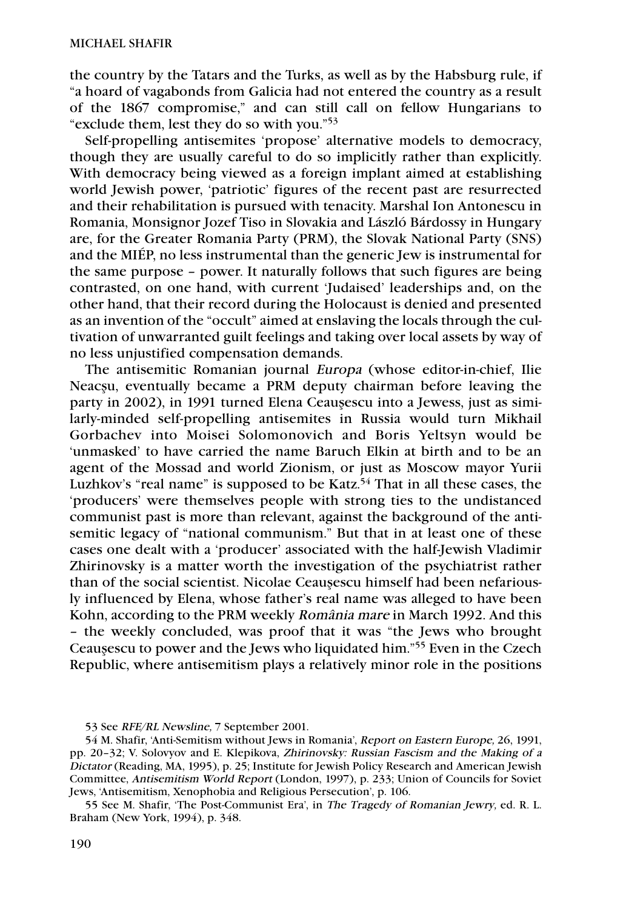the country by the Tatars and the Turks, as well as by the Habsburg rule, if "a hoard of vagabonds from Galicia had not entered the country as a result of the 1867 compromise," and can still call on fellow Hungarians to "exclude them, lest they do so with you."[53]

Self-propelling antisemites 'propose' alternative models to democracy, though they are usually careful to do so implicitly rather than explicitly. With democracy being viewed as a foreign implant aimed at establishing world Jewish power, 'patriotic' figures of the recent past are resurrected and their rehabilitation is pursued with tenacity. Marshal Ion Antonescu in Romania, Monsignor Jozef Tiso in Slovakia and László Bárdossy in Hungary are, for the Greater Romania Party (PRM), the Slovak National Party (SNS) and the MIÉP, no less instrumental than the generic Jew is instrumental for the same purpose – power. It naturally follows that such figures are being contrasted, on one hand, with current 'Judaised' leaderships and, on the other hand, that their record during the Holocaust is denied and presented as an invention of the "occult" aimed at enslaving the locals through the cultivation of unwarranted guilt feelings and taking over local assets by way of no less unjustified compensation demands.

The antisemitic Romanian journal *Europa* (whose editor-in-chief, Ilie Neacşu, eventually became a PRM deputy chairman before leaving the party in 2002), in 1991 turned Elena Ceauşescu into a Jewess, just as similarly-minded self-propelling antisemites in Russia would turn Mikhail Gorbachev into Moisei Solomonovich and Boris Yeltsyn would be 'unmasked' to have carried the name Baruch Elkin at birth and to be an agent of the Mossad and world Zionism, or just as Moscow mayor Yurii Luzhkov's "real name" is supposed to be Katz.[54] That in all these cases, the 'producers' were themselves people with strong ties to the undistanced communist past is more than relevant, against the background of the antisemitic legacy of "national communism." But that in at least one of these cases one dealt with a 'producer' associated with the half-Jewish Vladimir Zhirinovsky is a matter worth the investigation of the psychiatrist rather than of the social scientist. Nicolae Ceauşescu himself had been nefariously influenced by Elena, whose father's real name was alleged to have been Kohn, according to the PRM weekly *România mare* in March 1992. And this – the weekly concluded, was proof that it was "the Jews who brought Ceauşescu to power and the Jews who liquidated him."[55] Even in the Czech Republic, where antisemitism plays a relatively minor role in the positions

53 See *RFE/RL Newsline,* 7 September 2001.

54 M. Shafir, 'Anti-Semitism without Jews in Romania', *Report on Eastern Europe,* 26, 1991, pp. 20–32; V. Solovyov and E. Klepikova, *Zhirinovsky: Russian Fascism and the Making of a Dictator* (Reading, MA, 1995), p. 25; Institute for Jewish Policy Research and American Jewish Committee, *Antisemitism World Report* (London, 1997), p. 233; Union of Councils for Soviet Jews, 'Antisemitism, Xenophobia and Religious Persecution', p. 106.

55 See M. Shafir, 'The Post-Communist Era', in *The Tragedy of Romanian Jewry,* ed. R. L. Braham (New York, 1994), p. 348.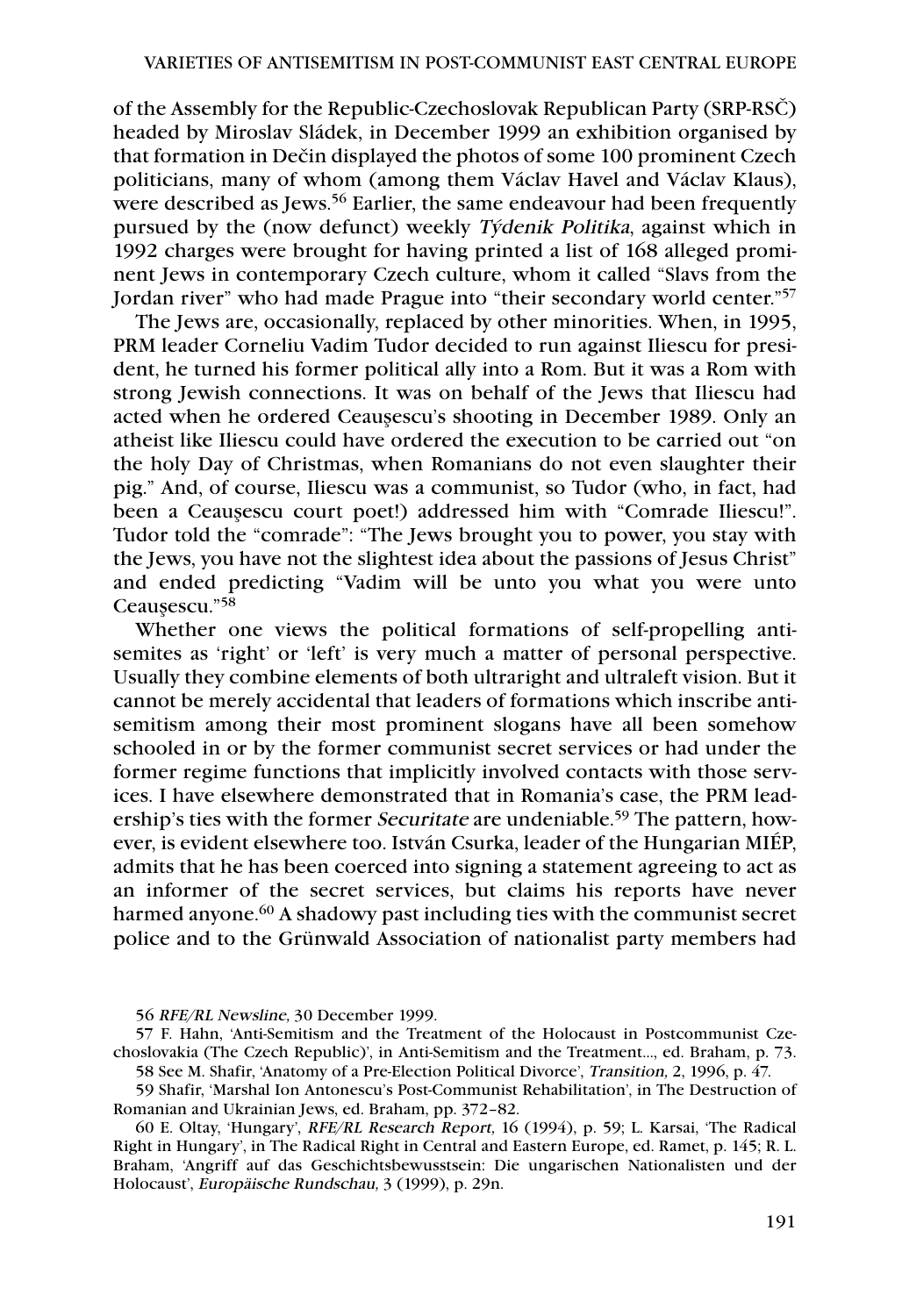of the Assembly for the Republic-Czechoslovak Republican Party (SRP-RSČ) headed by Miroslav Sládek, in December 1999 an exhibition organised by that formation in Dečin displayed the photos of some 100 prominent Czech politicians, many of whom (among them Václav Havel and Václav Klaus), were described as Jews.[56] Earlier, the same endeavour had been frequently pursued by the (now defunct) weekly *Týdenik Politika*, against which in 1992 charges were brought for having printed a list of 168 alleged prominent Jews in contemporary Czech culture, whom it called "Slavs from the Jordan river" who had made Prague into "their secondary world center."[57]

The Jews are, occasionally, replaced by other minorities. When, in 1995, PRM leader Corneliu Vadim Tudor decided to run against Iliescu for president, he turned his former political ally into a Rom. But it was a Rom with strong Jewish connections. It was on behalf of the Jews that Iliescu had acted when he ordered Ceauşescu's shooting in December 1989. Only an atheist like Iliescu could have ordered the execution to be carried out "on the holy Day of Christmas, when Romanians do not even slaughter their pig." And, of course, Iliescu was a communist, so Tudor (who, in fact, had been a Ceauşescu court poet!) addressed him with "Comrade Iliescu!". Tudor told the "comrade": "The Jews brought you to power, you stay with the Jews, you have not the slightest idea about the passions of Jesus Christ" and ended predicting "Vadim will be unto you what you were unto Ceauşescu."[58]

Whether one views the political formations of self-propelling antisemites as 'right' or 'left' is very much a matter of personal perspective. Usually they combine elements of both ultraright and ultraleft vision. But it cannot be merely accidental that leaders of formations which inscribe antisemitism among their most prominent slogans have all been somehow schooled in or by the former communist secret services or had under the former regime functions that implicitly involved contacts with those services. I have elsewhere demonstrated that in Romania's case, the PRM leadership's ties with the former *Securitate* are undeniable.[59] The pattern, however, is evident elsewhere too. István Csurka, leader of the Hungarian MIÉP, admits that he has been coerced into signing a statement agreeing to act as an informer of the secret services, but claims his reports have never harmed anyone.[60] A shadowy past including ties with the communist secret police and to the Grünwald Association of nationalist party members had

56 *RFE/RL Newsline,* 30 December 1999.

57 F. Hahn, 'Anti-Semitism and the Treatment of the Holocaust in Postcommunist Czechoslovakia (The Czech Republic)', in Anti-Semitism and the Treatment..., ed. Braham, p. 73.

58 See M. Shafir, 'Anatomy of a Pre-Election Political Divorce', *Transition,* 2, 1996, p. 47.

59 Shafir, 'Marshal Ion Antonescu's Post-Communist Rehabilitation', in The Destruction of Romanian and Ukrainian Jews, ed. Braham, pp. 372–82.

60 E. Oltay, 'Hungary', *RFE/RL Research Report,* 16 (1994), p. 59; L. Karsai, 'The Radical Right in Hungary', in The Radical Right in Central and Eastern Europe, ed. Ramet, p. 145; R. L. Braham, 'Angriff auf das Geschichtsbewusstsein: Die ungarischen Nationalisten und der Holocaust', *Europäische Rundschau,* 3 (1999), p. 29n.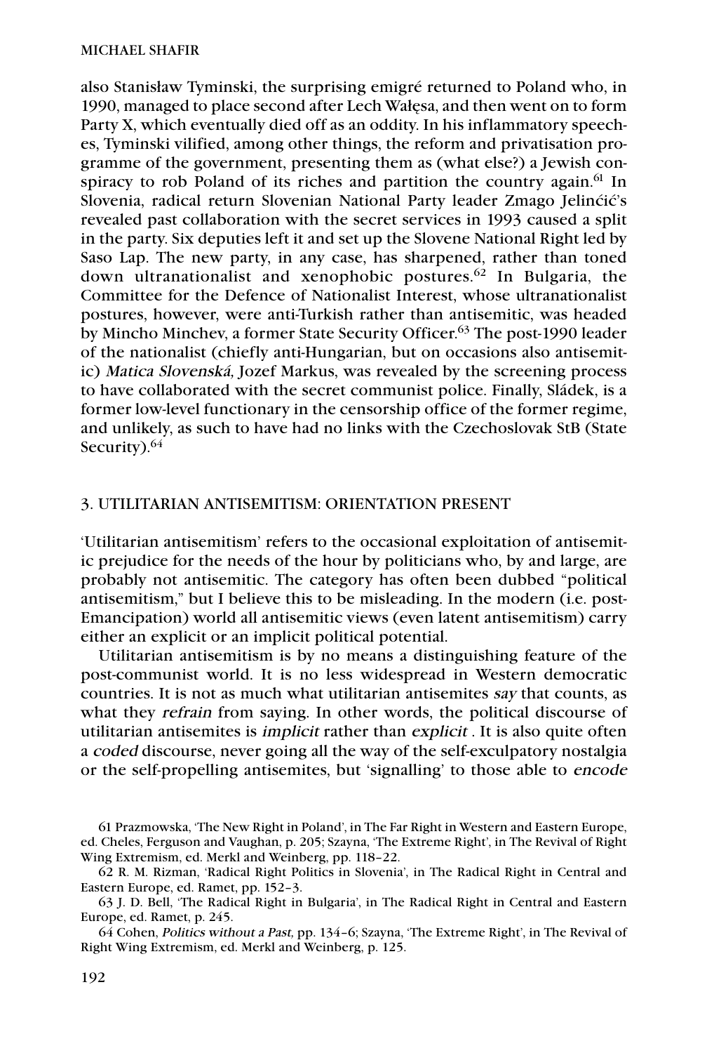also Stanisław Tyminski, the surprising emigré returned to Poland who, in 1990, managed to place second after Lech Wałęsa, and then went on to form Party X, which eventually died off as an oddity. In his inflammatory speeches, Tyminski vilified, among other things, the reform and privatisation programme of the government, presenting them as (what else?) a Jewish conspiracy to rob Poland of its riches and partition the country again.[61] In Slovenia, radical return Slovenian National Party leader Zmago Jelinćić's revealed past collaboration with the secret services in 1993 caused a split in the party. Six deputies left it and set up the Slovene National Right led by Saso Lap. The new party, in any case, has sharpened, rather than toned down ultranationalist and xenophobic postures.[62] In Bulgaria, the Committee for the Defence of Nationalist Interest, whose ultranationalist postures, however, were anti-Turkish rather than antisemitic, was headed by Mincho Minchev, a former State Security Officer.[63] The post-1990 leader of the nationalist (chiefly anti-Hungarian, but on occasions also antisemitic) *Matica Slovenská*, Jozef Markus, was revealed by the screening process to have collaborated with the secret communist police. Finally, Sládek, is a former low-level functionary in the censorship office of the former regime, and unlikely, as such to have had no links with the Czechoslovak StB (State Security).[64]

## 3. UTILITARIAN ANTISEMITISM: ORIENTATION PRESENT

'Utilitarian antisemitism' refers to the occasional exploitation of antisemitic prejudice for the needs of the hour by politicians who, by and large, are probably not antisemitic. The category has often been dubbed "political antisemitism," but I believe this to be misleading. In the modern (i.e. post-Emancipation) world all antisemitic views (even latent antisemitism) carry either an explicit or an implicit political potential.

Utilitarian antisemitism is by no means a distinguishing feature of the post-communist world. It is no less widespread in Western democratic countries. It is not as much what utilitarian antisemites *say* that counts, as what they *refrain* from saying. In other words, the political discourse of utilitarian antisemites is *implicit* rather than *explicit* . It is also quite often a *coded* discourse, never going all the way of the self-exculpatory nostalgia or the self-propelling antisemites, but 'signalling' to those able to *encode*

61 Prazmowska, 'The New Right in Poland', in The Far Right in Western and Eastern Europe, ed. Cheles, Ferguson and Vaughan, p. 205; Szayna, 'The Extreme Right', in The Revival of Right Wing Extremism, ed. Merkl and Weinberg, pp. 118–22.

62 R. M. Rizman, 'Radical Right Politics in Slovenia', in The Radical Right in Central and Eastern Europe, ed. Ramet, pp. 152–3.

63 J. D. Bell, 'The Radical Right in Bulgaria', in The Radical Right in Central and Eastern Europe, ed. Ramet, p. 245.

64 Cohen, *Politics without a Past,* pp. 134–6; Szayna, 'The Extreme Right', in The Revival of Right Wing Extremism, ed. Merkl and Weinberg, p. 125.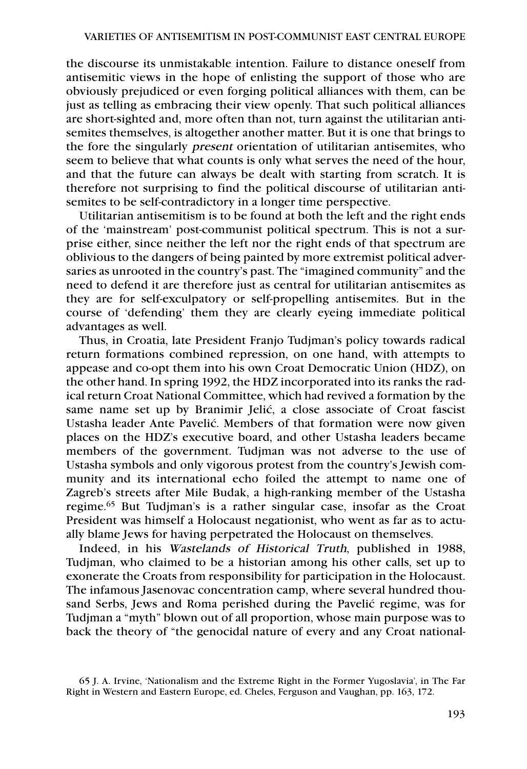the discourse its unmistakable intention. Failure to distance oneself from antisemitic views in the hope of enlisting the support of those who are obviously prejudiced or even forging political alliances with them, can be just as telling as embracing their view openly. That such political alliances are short-sighted and, more often than not, turn against the utilitarian antisemites themselves, is altogether another matter. But it is one that brings to the fore the singularly *present* orientation of utilitarian antisemites, who seem to believe that what counts is only what serves the need of the hour, and that the future can always be dealt with starting from scratch. It is therefore not surprising to find the political discourse of utilitarian antisemites to be self-contradictory in a longer time perspective.

Utilitarian antisemitism is to be found at both the left and the right ends of the 'mainstream' post-communist political spectrum. This is not a surprise either, since neither the left nor the right ends of that spectrum are oblivious to the dangers of being painted by more extremist political adversaries as unrooted in the country's past. The "imagined community" and the need to defend it are therefore just as central for utilitarian antisemites as they are for self-exculpatory or self-propelling antisemites. But in the course of 'defending' them they are clearly eyeing immediate political advantages as well.

Thus, in Croatia, late President Franjo Tudjman's policy towards radical return formations combined repression, on one hand, with attempts to appease and co-opt them into his own Croat Democratic Union (HDZ), on the other hand. In spring 1992, the HDZ incorporated into its ranks the radical return Croat National Committee, which had revived a formation by the same name set up by Branimir Jelić, a close associate of Croat fascist Ustasha leader Ante Pavelić. Members of that formation were now given places on the HDZ's executive board, and other Ustasha leaders became members of the government. Tudjman was not adverse to the use of Ustasha symbols and only vigorous protest from the country's Jewish community and its international echo foiled the attempt to name one of Zagreb's streets after Mile Budak, a high-ranking member of the Ustasha regime.[65] But Tudjman's is a rather singular case, insofar as the Croat President was himself a Holocaust negationist, who went as far as to actually blame Jews for having perpetrated the Holocaust on themselves.

Indeed, in his *Wastelands of Historical Truth*, published in 1988, Tudjman, who claimed to be a historian among his other calls, set up to exonerate the Croats from responsibility for participation in the Holocaust. The infamous Jasenovac concentration camp, where several hundred thousand Serbs, Jews and Roma perished during the Pavelić regime, was for Tudjman a "myth" blown out of all proportion, whose main purpose was to back the theory of "the genocidal nature of every and any Croat national-

65 J. A. Irvine, 'Nationalism and the Extreme Right in the Former Yugoslavia', in The Far Right in Western and Eastern Europe, ed. Cheles, Ferguson and Vaughan, pp. 163, 172.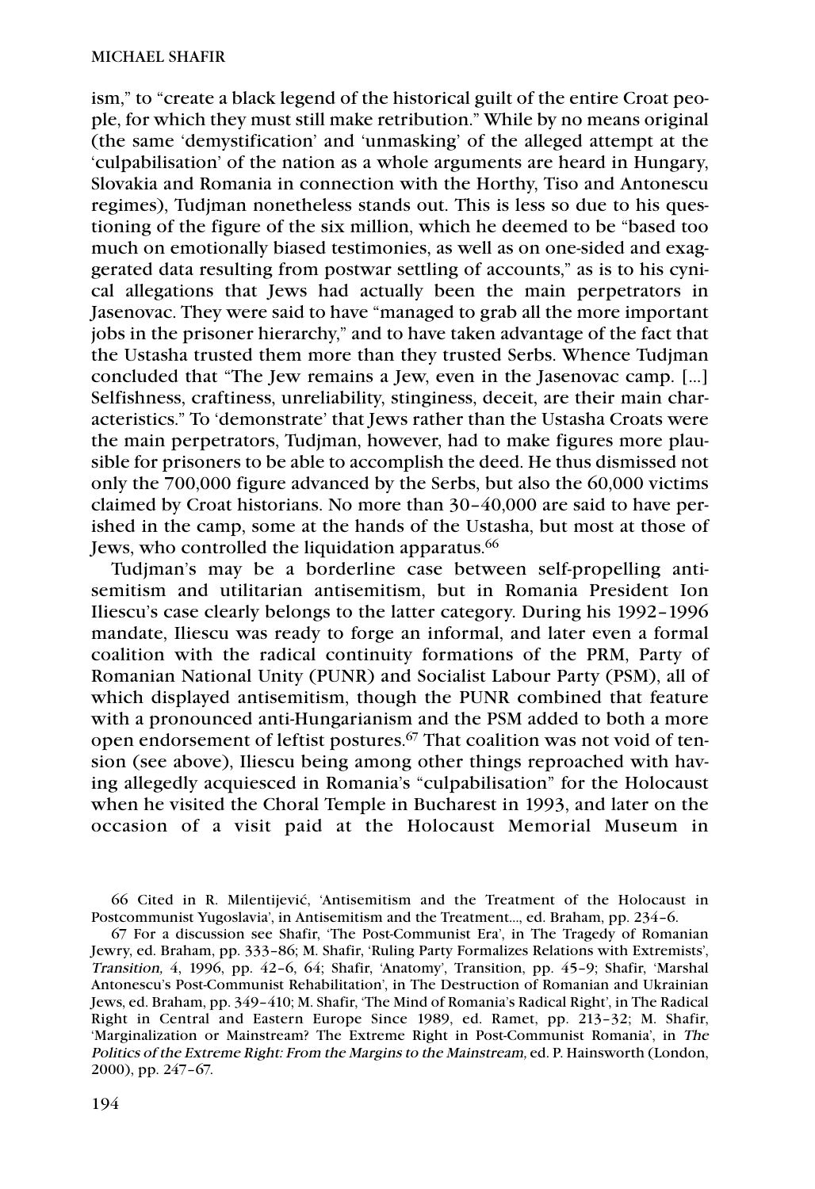ism," to "create a black legend of the historical guilt of the entire Croat people, for which they must still make retribution." While by no means original (the same 'demystification' and 'unmasking' of the alleged attempt at the 'culpabilisation' of the nation as a whole arguments are heard in Hungary, Slovakia and Romania in connection with the Horthy, Tiso and Antonescu regimes), Tudjman nonetheless stands out. This is less so due to his questioning of the figure of the six million, which he deemed to be "based too much on emotionally biased testimonies, as well as on one-sided and exaggerated data resulting from postwar settling of accounts," as is to his cynical allegations that Jews had actually been the main perpetrators in Jasenovac. They were said to have "managed to grab all the more important jobs in the prisoner hierarchy," and to have taken advantage of the fact that the Ustasha trusted them more than they trusted Serbs. Whence Tudjman concluded that "The Jew remains a Jew, even in the Jasenovac camp. [...] Selfishness, craftiness, unreliability, stinginess, deceit, are their main characteristics." To 'demonstrate' that Jews rather than the Ustasha Croats were the main perpetrators, Tudjman, however, had to make figures more plausible for prisoners to be able to accomplish the deed. He thus dismissed not only the 700,000 figure advanced by the Serbs, but also the 60,000 victims claimed by Croat historians. No more than 30–40,000 are said to have perished in the camp, some at the hands of the Ustasha, but most at those of Jews, who controlled the liquidation apparatus.[66]

Tudjman's may be a borderline case between self-propelling antisemitism and utilitarian antisemitism, but in Romania President Ion Iliescu's case clearly belongs to the latter category. During his 1992–1996 mandate, Iliescu was ready to forge an informal, and later even a formal coalition with the radical continuity formations of the PRM, Party of Romanian National Unity (PUNR) and Socialist Labour Party (PSM), all of which displayed antisemitism, though the PUNR combined that feature with a pronounced anti-Hungarianism and the PSM added to both a more open endorsement of leftist postures.[67] That coalition was not void of tension (see above), Iliescu being among other things reproached with having allegedly acquiesced in Romania's "culpabilisation" for the Holocaust when he visited the Choral Temple in Bucharest in 1993, and later on the occasion of a visit paid at the Holocaust Memorial Museum in

66 Cited in R. Milentijević, 'Antisemitism and the Treatment of the Holocaust in Postcommunist Yugoslavia', in Antisemitism and the Treatment..., ed. Braham, pp. 234–6.

67 For a discussion see Shafir, 'The Post-Communist Era', in The Tragedy of Romanian Jewry, ed. Braham, pp. 333–86; M. Shafir, 'Ruling Party Formalizes Relations with Extremists', *Transition,* 4, 1996, pp. 42–6, 64; Shafir, 'Anatomy', Transition, pp. 45–9; Shafir, 'Marshal Antonescu's Post-Communist Rehabilitation', in The Destruction of Romanian and Ukrainian Jews, ed. Braham, pp. 349–410; M. Shafir, 'The Mind of Romania's Radical Right', in The Radical Right in Central and Eastern Europe Since 1989, ed. Ramet, pp. 213–32; M. Shafir, 'Marginalization or Mainstream? The Extreme Right in Post-Communist Romania', in *The Politics of the Extreme Right: From the Margins to the Mainstream,* ed. P. Hainsworth (London, 2000), pp. 247–67.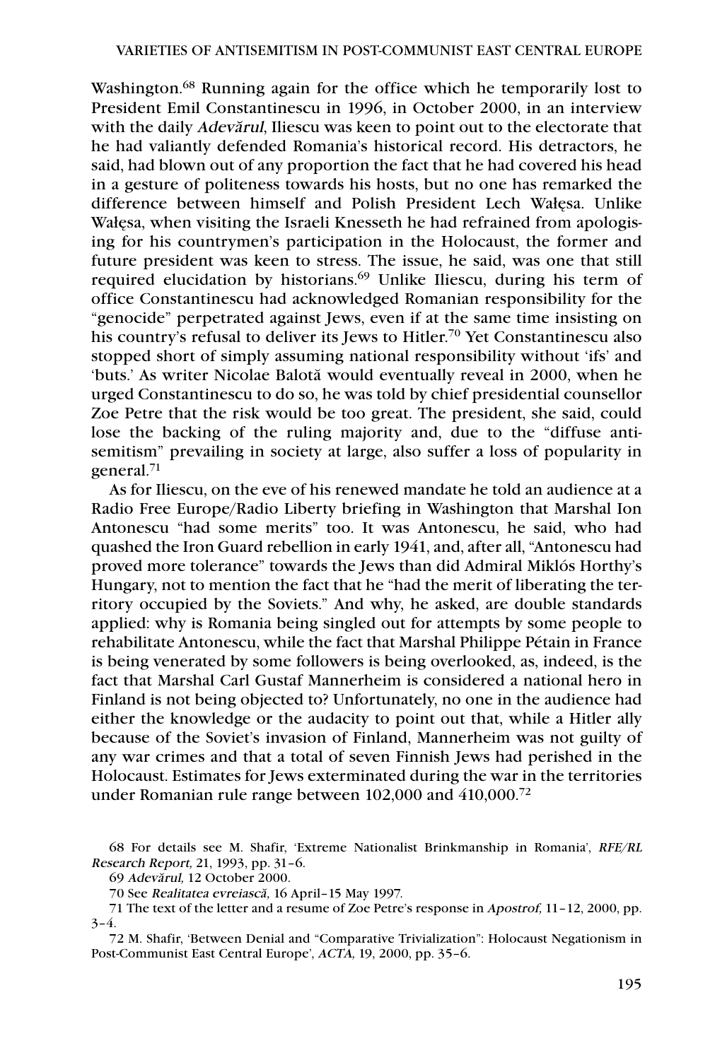Washington.[68] Running again for the office which he temporarily lost to President Emil Constantinescu in 1996, in October 2000, in an interview with the daily *Adevărul*, Iliescu was keen to point out to the electorate that he had valiantly defended Romania's historical record. His detractors, he said, had blown out of any proportion the fact that he had covered his head in a gesture of politeness towards his hosts, but no one has remarked the difference between himself and Polish President Lech Wałęsa. Unlike Wałęsa, when visiting the Israeli Knesseth he had refrained from apologising for his countrymen's participation in the Holocaust, the former and future president was keen to stress. The issue, he said, was one that still required elucidation by historians.[69] Unlike Iliescu, during his term of office Constantinescu had acknowledged Romanian responsibility for the "genocide" perpetrated against Jews, even if at the same time insisting on his country's refusal to deliver its Jews to Hitler.[70] Yet Constantinescu also stopped short of simply assuming national responsibility without 'ifs' and 'buts.' As writer Nicolae Balotă would eventually reveal in 2000, when he urged Constantinescu to do so, he was told by chief presidential counsellor Zoe Petre that the risk would be too great. The president, she said, could lose the backing of the ruling majority and, due to the "diffuse antisemitism" prevailing in society at large, also suffer a loss of popularity in general.[71]

As for Iliescu, on the eve of his renewed mandate he told an audience at a Radio Free Europe/Radio Liberty briefing in Washington that Marshal Ion Antonescu "had some merits" too. It was Antonescu, he said, who had quashed the Iron Guard rebellion in early 1941, and, after all, "Antonescu had proved more tolerance" towards the Jews than did Admiral Miklós Horthy's Hungary, not to mention the fact that he "had the merit of liberating the territory occupied by the Soviets." And why, he asked, are double standards applied: why is Romania being singled out for attempts by some people to rehabilitate Antonescu, while the fact that Marshal Philippe Pétain in France is being venerated by some followers is being overlooked, as, indeed, is the fact that Marshal Carl Gustaf Mannerheim is considered a national hero in Finland is not being objected to? Unfortunately, no one in the audience had either the knowledge or the audacity to point out that, while a Hitler ally because of the Soviet's invasion of Finland, Mannerheim was not guilty of any war crimes and that a total of seven Finnish Jews had perished in the Holocaust. Estimates for Jews exterminated during the war in the territories under Romanian rule range between 102,000 and 410,000.[72]

68 For details see M. Shafir, 'Extreme Nationalist Brinkmanship in Romania', *RFE/RL Research Report*, 21, 1993, pp. 31–6.

69 *Adevărul*, 12 October 2000.

70 See *Realitatea evreiască*, 16 April–15 May 1997.

71 The text of the letter and a resume of Zoe Petre's response in *Apostrof*, 11–12, 2000, pp. 3–4.

72 M. Shafir, 'Between Denial and "Comparative Trivialization": Holocaust Negationism in Post-Communist East Central Europe', *ACTA*, 19, 2000, pp. 35–6.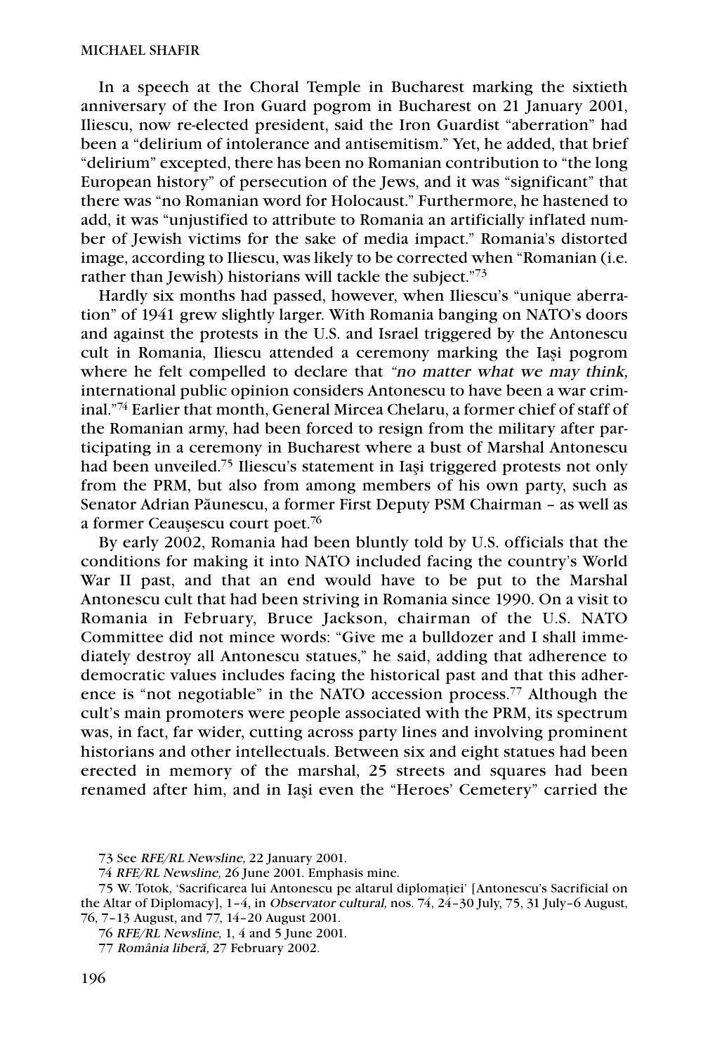In a speech at the Choral Temple in Bucharest marking the sixtieth anniversary of the Iron Guard pogrom in Bucharest on 21 January 2001, Iliescu, now re-elected president, said the Iron Guardist "aberration" had been a "delirium of intolerance and antisemitism." Yet, he added, that brief "delirium" excepted, there has been no Romanian contribution to "the long European history" of persecution of the Jews, and it was "significant" that there was "no Romanian word for Holocaust." Furthermore, he hastened to add, it was "unjustified to attribute to Romania an artificially inflated number of Jewish victims for the sake of media impact." Romania's distorted image, according to Iliescu, was likely to be corrected when "Romanian (i.e. rather than Jewish) historians will tackle the subject."[73]

Hardly six months had passed, however, when Iliescu's "unique aberration" of 1941 grew slightly larger. With Romania banging on NATO's doors and against the protests in the U.S. and Israel triggered by the Antonescu cult in Romania, Iliescu attended a ceremony marking the Iaşi pogrom where he felt compelled to declare that *"no matter what we may think,* international public opinion considers Antonescu to have been a war criminal."[74] Earlier that month, General Mircea Chelaru, a former chief of staff of the Romanian army, had been forced to resign from the military after participating in a ceremony in Bucharest where a bust of Marshal Antonescu had been unveiled.[75] Iliescu's statement in Iaşi triggered protests not only from the PRM, but also from among members of his own party, such as Senator Adrian Păunescu, a former First Deputy PSM Chairman – as well as a former Ceauşescu court poet.[76]

By early 2002, Romania had been bluntly told by U.S. officials that the conditions for making it into NATO included facing the country's World War II past, and that an end would have to be put to the Marshal Antonescu cult that had been striving in Romania since 1990. On a visit to Romania in February, Bruce Jackson, chairman of the U.S. NATO Committee did not mince words: "Give me a bulldozer and I shall immediately destroy all Antonescu statues," he said, adding that adherence to democratic values includes facing the historical past and that this adherence is "not negotiable" in the NATO accession process.[77] Although the cult's main promoters were people associated with the PRM, its spectrum was, in fact, far wider, cutting across party lines and involving prominent historians and other intellectuals. Between six and eight statues had been erected in memory of the marshal, 25 streets and squares had been renamed after him, and in Iaşi even the "Heroes' Cemetery" carried the

73 See *RFE/RL Newsline,* 22 January 2001.

74 *RFE/RL Newsline,* 26 June 2001. Emphasis mine.

75 W. Totok, 'Sacrificarea lui Antonescu pe altarul diplomaţiei' [Antonescu's Sacrificial on the Altar of Diplomacy], 1–4, in *Observator cultural,* nos. 74, 24–30 July, 75, 31 July–6 August, 76, 7–13 August, and 77, 14–20 August 2001.

76 *RFE/RL Newsline,* 1, 4 and 5 June 2001.

77 *România liberă,* 27 February 2002.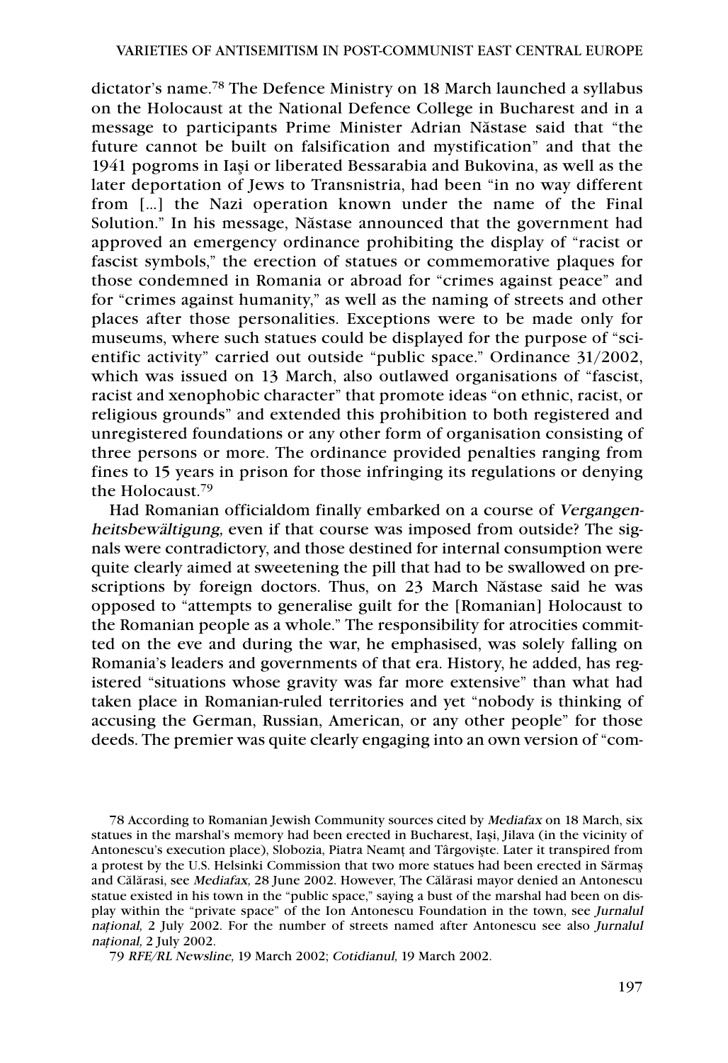dictator's name.[78] The Defence Ministry on 18 March launched a syllabus on the Holocaust at the National Defence College in Bucharest and in a message to participants Prime Minister Adrian Năstase said that "the future cannot be built on falsification and mystification" and that the 1941 pogroms in Iaşi or liberated Bessarabia and Bukovina, as well as the later deportation of Jews to Transnistria, had been "in no way different from [...] the Nazi operation known under the name of the Final Solution." In his message, Năstase announced that the government had approved an emergency ordinance prohibiting the display of "racist or fascist symbols," the erection of statues or commemorative plaques for those condemned in Romania or abroad for "crimes against peace" and for "crimes against humanity," as well as the naming of streets and other places after those personalities. Exceptions were to be made only for museums, where such statues could be displayed for the purpose of "scientific activity" carried out outside "public space." Ordinance 31/2002, which was issued on 13 March, also outlawed organisations of "fascist, racist and xenophobic character" that promote ideas "on ethnic, racist, or religious grounds" and extended this prohibition to both registered and unregistered foundations or any other form of organisation consisting of three persons or more. The ordinance provided penalties ranging from fines to 15 years in prison for those infringing its regulations or denying the Holocaust.[79]

Had Romanian officialdom finally embarked on a course of *Vergangenheitsbewältigung*, even if that course was imposed from outside? The signals were contradictory, and those destined for internal consumption were quite clearly aimed at sweetening the pill that had to be swallowed on prescriptions by foreign doctors. Thus, on 23 March Năstase said he was opposed to "attempts to generalise guilt for the [Romanian] Holocaust to the Romanian people as a whole." The responsibility for atrocities committed on the eve and during the war, he emphasised, was solely falling on Romania's leaders and governments of that era. History, he added, has registered "situations whose gravity was far more extensive" than what had taken place in Romanian-ruled territories and yet "nobody is thinking of accusing the German, Russian, American, or any other people" for those deeds. The premier was quite clearly engaging into an own version of "com-

78 According to Romanian Jewish Community sources cited by *Mediafax* on 18 March, six statues in the marshal's memory had been erected in Bucharest, Iaşi, Jilava (in the vicinity of Antonescu's execution place), Slobozia, Piatra Neamţ and Târgovişte. Later it transpired from a protest by the U.S. Helsinki Commission that two more statues had been erected in Sărmaş and Călărasi, see *Mediafax,* 28 June 2002. However, The Călărasi mayor denied an Antonescu statue existed in his town in the "public space," saying a bust of the marshal had been on display within the "private space" of the Ion Antonescu Foundation in the town, see *Jurnalul naţional,* 2 July 2002. For the number of streets named after Antonescu see also *Jurnalul naţional,* 2 July 2002.

79 *RFE/RL Newsline,* 19 March 2002; *Cotidianul,* 19 March 2002.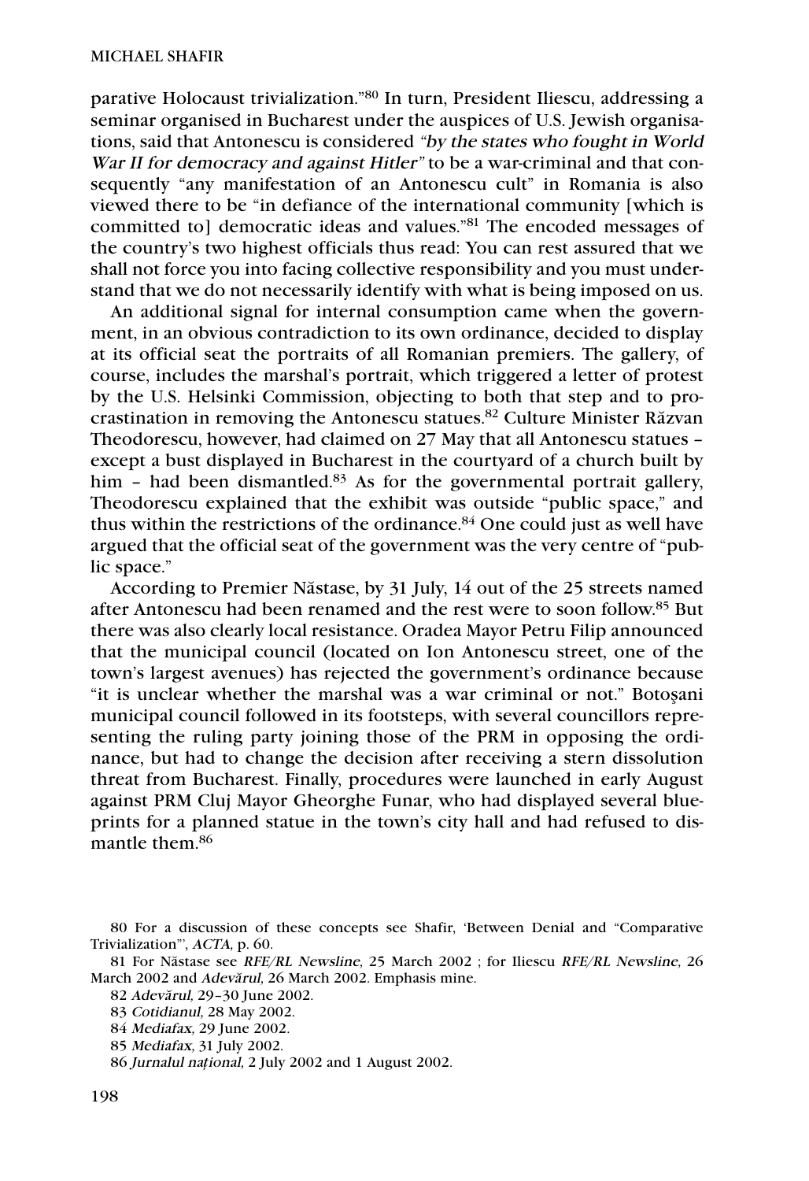parative Holocaust trivialization."[80] In turn, President Iliescu, addressing a seminar organised in Bucharest under the auspices of U.S. Jewish organisations, said that Antonescu is considered *"by the states who fought in World War II for democracy and against Hitler"* to be a war-criminal and that consequently "any manifestation of an Antonescu cult" in Romania is also viewed there to be "in defiance of the international community [which is committed to] democratic ideas and values."[81] The encoded messages of the country's two highest officials thus read: You can rest assured that we shall not force you into facing collective responsibility and you must understand that we do not necessarily identify with what is being imposed on us.

An additional signal for internal consumption came when the government, in an obvious contradiction to its own ordinance, decided to display at its official seat the portraits of all Romanian premiers. The gallery, of course, includes the marshal's portrait, which triggered a letter of protest by the U.S. Helsinki Commission, objecting to both that step and to procrastination in removing the Antonescu statues.[82] Culture Minister Răzvan Theodorescu, however, had claimed on 27 May that all Antonescu statues – except a bust displayed in Bucharest in the courtyard of a church built by him – had been dismantled.[83] As for the governmental portrait gallery, Theodorescu explained that the exhibit was outside "public space," and thus within the restrictions of the ordinance.[84] One could just as well have argued that the official seat of the government was the very centre of "public space."

According to Premier Năstase, by 31 July, 14 out of the 25 streets named after Antonescu had been renamed and the rest were to soon follow.[85] But there was also clearly local resistance. Oradea Mayor Petru Filip announced that the municipal council (located on Ion Antonescu street, one of the town's largest avenues) has rejected the government's ordinance because "it is unclear whether the marshal was a war criminal or not." Botoşani municipal council followed in its footsteps, with several councillors representing the ruling party joining those of the PRM in opposing the ordinance, but had to change the decision after receiving a stern dissolution threat from Bucharest. Finally, procedures were launched in early August against PRM Cluj Mayor Gheorghe Funar, who had displayed several blueprints for a planned statue in the town's city hall and had refused to dismantle them.[86]

80 For a discussion of these concepts see Shafir, 'Between Denial and "Comparative Trivialization"', *ACTA*, p. 60.

81 For Năstase see *RFE/RL Newsline,* 25 March 2002 ; for Iliescu *RFE/RL Newsline,* 26 March 2002 and *Adevărul,* 26 March 2002. Emphasis mine.

82 *Adevărul,* 29–30 June 2002.

83 *Cotidianul,* 28 May 2002.

84 *Mediafax,* 29 June 2002.

85 *Mediafax,* 31 July 2002.

86 *Jurnalul național,* 2 July 2002 and 1 August 2002.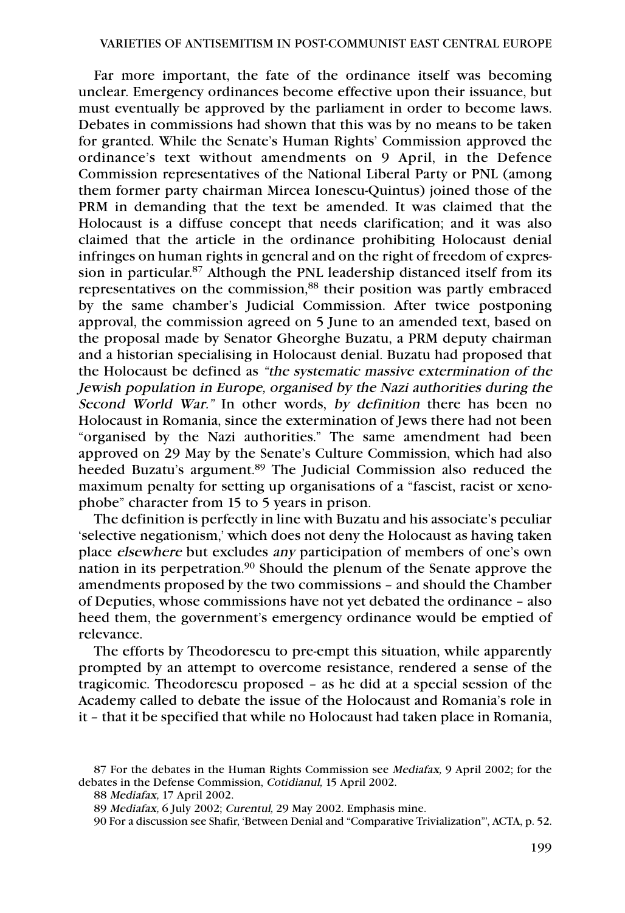Far more important, the fate of the ordinance itself was becoming unclear. Emergency ordinances become effective upon their issuance, but must eventually be approved by the parliament in order to become laws. Debates in commissions had shown that this was by no means to be taken for granted. While the Senate's Human Rights' Commission approved the ordinance's text without amendments on 9 April, in the Defence Commission representatives of the National Liberal Party or PNL (among them former party chairman Mircea Ionescu-Quintus) joined those of the PRM in demanding that the text be amended. It was claimed that the Holocaust is a diffuse concept that needs clarification; and it was also claimed that the article in the ordinance prohibiting Holocaust denial infringes on human rights in general and on the right of freedom of expression in particular.[87] Although the PNL leadership distanced itself from its representatives on the commission,[88] their position was partly embraced by the same chamber's Judicial Commission. After twice postponing approval, the commission agreed on 5 June to an amended text, based on the proposal made by Senator Gheorghe Buzatu, a PRM deputy chairman and a historian specialising in Holocaust denial. Buzatu had proposed that the Holocaust be defined as *"the systematic massive extermination of the Jewish population in Europe, organised by the Nazi authorities during the Second World War."* In other words, *by definition* there has been no Holocaust in Romania, since the extermination of Jews there had not been "organised by the Nazi authorities." The same amendment had been approved on 29 May by the Senate's Culture Commission, which had also heeded Buzatu's argument.[89] The Judicial Commission also reduced the maximum penalty for setting up organisations of a "fascist, racist or xenophobe" character from 15 to 5 years in prison.

The definition is perfectly in line with Buzatu and his associate's peculiar 'selective negationism,' which does not deny the Holocaust as having taken place *elsewhere* but excludes *any* participation of members of one's own nation in its perpetration.[90] Should the plenum of the Senate approve the amendments proposed by the two commissions – and should the Chamber of Deputies, whose commissions have not yet debated the ordinance – also heed them, the government's emergency ordinance would be emptied of relevance.

The efforts by Theodorescu to pre-empt this situation, while apparently prompted by an attempt to overcome resistance, rendered a sense of the tragicomic. Theodorescu proposed – as he did at a special session of the Academy called to debate the issue of the Holocaust and Romania's role in it – that it be specified that while no Holocaust had taken place in Romania,

87 For the debates in the Human Rights Commission see *Mediafax,* 9 April 2002; for the debates in the Defense Commission, *Cotidianul,* 15 April 2002.

88 *Mediafax,* 17 April 2002.

89 *Mediafax,* 6 July 2002; *Curentul,* 29 May 2002. Emphasis mine.

90 For a discussion see Shafir, 'Between Denial and "Comparative Trivialization"', ACTA, p. 52.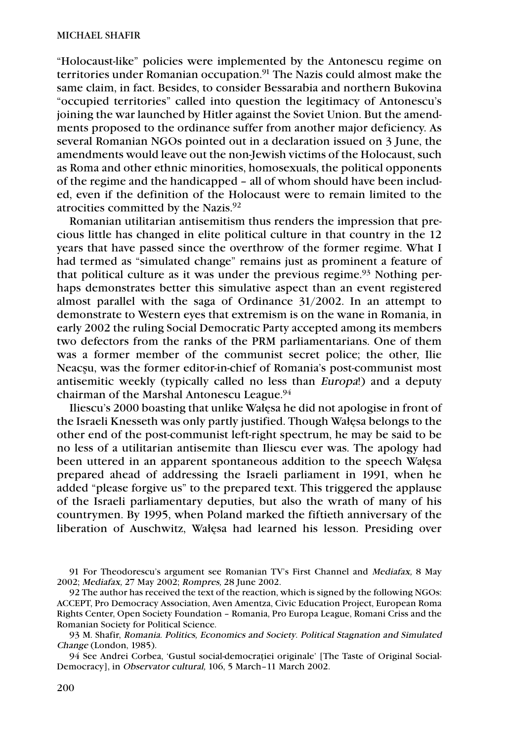"Holocaust-like" policies were implemented by the Antonescu regime on territories under Romanian occupation.[91] The Nazis could almost make the same claim, in fact. Besides, to consider Bessarabia and northern Bukovina "occupied territories" called into question the legitimacy of Antonescu's joining the war launched by Hitler against the Soviet Union. But the amendments proposed to the ordinance suffer from another major deficiency. As several Romanian NGOs pointed out in a declaration issued on 3 June, the amendments would leave out the non-Jewish victims of the Holocaust, such as Roma and other ethnic minorities, homosexuals, the political opponents of the regime and the handicapped – all of whom should have been included, even if the definition of the Holocaust were to remain limited to the atrocities committed by the Nazis.[92]

Romanian utilitarian antisemitism thus renders the impression that precious little has changed in elite political culture in that country in the 12 years that have passed since the overthrow of the former regime. What I had termed as "simulated change" remains just as prominent a feature of that political culture as it was under the previous regime.[93] Nothing perhaps demonstrates better this simulative aspect than an event registered almost parallel with the saga of Ordinance 31/2002. In an attempt to demonstrate to Western eyes that extremism is on the wane in Romania, in early 2002 the ruling Social Democratic Party accepted among its members two defectors from the ranks of the PRM parliamentarians. One of them was a former member of the communist secret police; the other, Ilie Neacşu, was the former editor-in-chief of Romania's post-communist most antisemitic weekly (typically called no less than *Europa*!) and a deputy chairman of the Marshal Antonescu League.[94]

Iliescu's 2000 boasting that unlike Wałęsa he did not apologise in front of the Israeli Knesseth was only partly justified. Though Wałęsa belongs to the other end of the post-communist left-right spectrum, he may be said to be no less of a utilitarian antisemite than Iliescu ever was. The apology had been uttered in an apparent spontaneous addition to the speech Wałęsa prepared ahead of addressing the Israeli parliament in 1991, when he added "please forgive us" to the prepared text. This triggered the applause of the Israeli parliamentary deputies, but also the wrath of many of his countrymen. By 1995, when Poland marked the fiftieth anniversary of the liberation of Auschwitz, Wałęsa had learned his lesson. Presiding over

91 For Theodorescu's argument see Romanian TV's First Channel and *Mediafax*, 8 May 2002; *Mediafax*, 27 May 2002; *Rompres*, 28 June 2002.

92 The author has received the text of the reaction, which is signed by the following NGOs: ACCEPT, Pro Democracy Association, Aven Amentza, Civic Education Project, European Roma Rights Center, Open Society Foundation – Romania, Pro Europa League, Romani Criss and the Romanian Society for Political Science.

93 M. Shafir, *Romania. Politics, Economics and Society. Political Stagnation and Simulated Change* (London, 1985).

94 See Andrei Corbea, 'Gustul social-democraţiei originale' [The Taste of Original Social-Democracy], in *Observator cultural*, 106, 5 March–11 March 2002.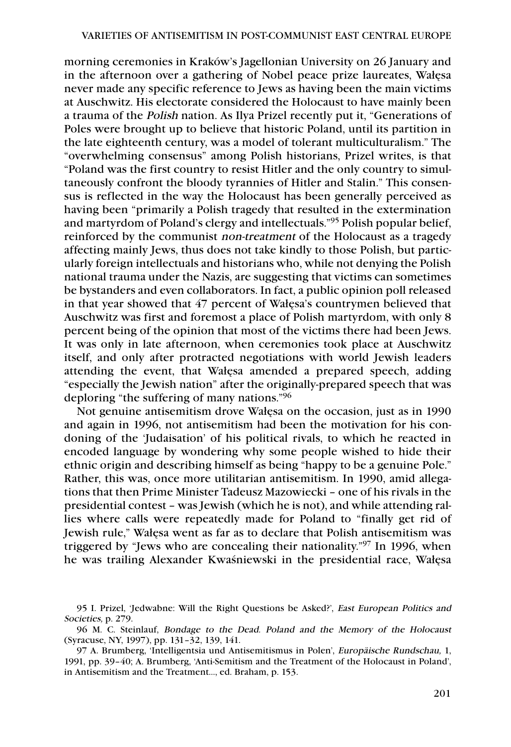morning ceremonies in Kraków's Jagellonian University on 26 January and in the afternoon over a gathering of Nobel peace prize laureates, Wałęsa never made any specific reference to Jews as having been the main victims at Auschwitz. His electorate considered the Holocaust to have mainly been a trauma of the *Polish* nation. As Ilya Prizel recently put it, "Generations of Poles were brought up to believe that historic Poland, until its partition in the late eighteenth century, was a model of tolerant multiculturalism." The "overwhelming consensus" among Polish historians, Prizel writes, is that "Poland was the first country to resist Hitler and the only country to simultaneously confront the bloody tyrannies of Hitler and Stalin." This consensus is reflected in the way the Holocaust has been generally perceived as having been "primarily a Polish tragedy that resulted in the extermination and martyrdom of Poland's clergy and intellectuals."[95] Polish popular belief, reinforced by the communist *non-treatment* of the Holocaust as a tragedy affecting mainly Jews, thus does not take kindly to those Polish, but particularly foreign intellectuals and historians who, while not denying the Polish national trauma under the Nazis, are suggesting that victims can sometimes be bystanders and even collaborators. In fact, a public opinion poll released in that year showed that 47 percent of Wałęsa's countrymen believed that Auschwitz was first and foremost a place of Polish martyrdom, with only 8 percent being of the opinion that most of the victims there had been Jews. It was only in late afternoon, when ceremonies took place at Auschwitz itself, and only after protracted negotiations with world Jewish leaders attending the event, that Wałęsa amended a prepared speech, adding "especially the Jewish nation" after the originally-prepared speech that was deploring "the suffering of many nations."[96]

Not genuine antisemitism drove Wałęsa on the occasion, just as in 1990 and again in 1996, not antisemitism had been the motivation for his condoning of the 'Judaisation' of his political rivals, to which he reacted in encoded language by wondering why some people wished to hide their ethnic origin and describing himself as being "happy to be a genuine Pole." Rather, this was, once more utilitarian antisemitism. In 1990, amid allegations that then Prime Minister Tadeusz Mazowiecki – one of his rivals in the presidential contest – was Jewish (which he is not), and while attending rallies where calls were repeatedly made for Poland to "finally get rid of Jewish rule," Wałęsa went as far as to declare that Polish antisemitism was triggered by "Jews who are concealing their nationality."[97] In 1996, when he was trailing Alexander Kwaśniewski in the presidential race, Wałęsa

95 I. Prizel, 'Jedwabne: Will the Right Questions be Asked?', *East European Politics and Societies,* p. 279.

96 M. C. Steinlauf, *Bondage to the Dead. Poland and the Memory of the Holocaust* (Syracuse, NY, 1997), pp. 131–32, 139, 141.

97 A. Brumberg, 'Intelligentsia und Antisemitismus in Polen', *Europäische Rundschau,* 1, 1991, pp. 39–40; A. Brumberg, 'Anti-Semitism and the Treatment of the Holocaust in Poland', in Antisemitism and the Treatment..., ed. Braham, p. 153.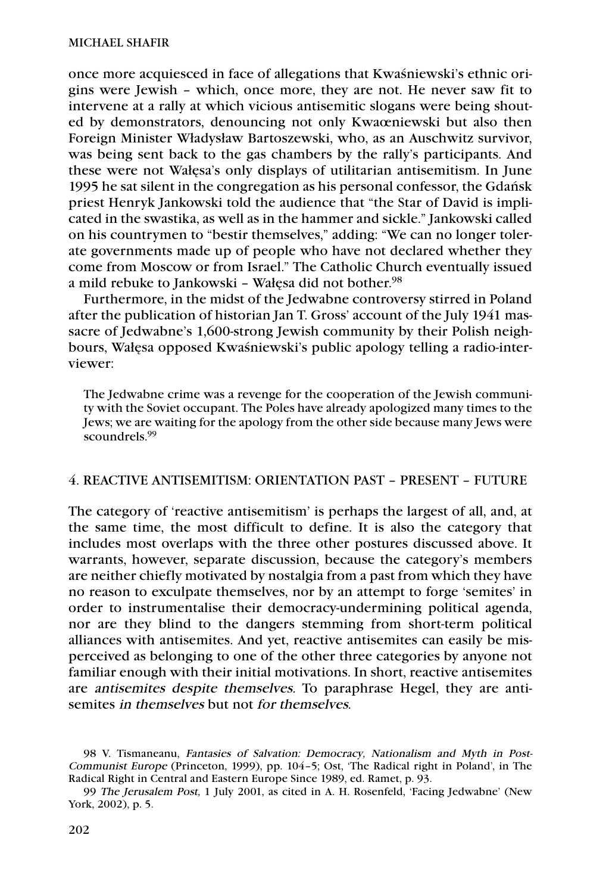once more acquiesced in face of allegations that Kwaśniewski's ethnic origins were Jewish – which, once more, they are not. He never saw fit to intervene at a rally at which vicious antisemitic slogans were being shouted by demonstrators, denouncing not only Kwaœniewski but also then Foreign Minister Władysław Bartoszewski, who, as an Auschwitz survivor, was being sent back to the gas chambers by the rally's participants. And these were not Wałęsa's only displays of utilitarian antisemitism. In June 1995 he sat silent in the congregation as his personal confessor, the Gdańsk priest Henryk Jankowski told the audience that "the Star of David is implicated in the swastika, as well as in the hammer and sickle." Jankowski called on his countrymen to "bestir themselves," adding: "We can no longer tolerate governments made up of people who have not declared whether they come from Moscow or from Israel." The Catholic Church eventually issued a mild rebuke to Jankowski – Wałęsa did not bother.[98]

Furthermore, in the midst of the Jedwabne controversy stirred in Poland after the publication of historian Jan T. Gross' account of the July 1941 massacre of Jedwabne's 1,600-strong Jewish community by their Polish neighbours, Wałęsa opposed Kwaśniewski's public apology telling a radio-interviewer:

> The Jedwabne crime was a revenge for the cooperation of the Jewish community with the Soviet occupant. The Poles have already apologized many times to the Jews; we are waiting for the apology from the other side because many Jews were scoundrels.[99]

## 4. REACTIVE ANTISEMITISM: ORIENTATION PAST – PRESENT – FUTURE

The category of 'reactive antisemitism' is perhaps the largest of all, and, at the same time, the most difficult to define. It is also the category that includes most overlaps with the three other postures discussed above. It warrants, however, separate discussion, because the category's members are neither chiefly motivated by nostalgia from a past from which they have no reason to exculpate themselves, nor by an attempt to forge 'semites' in order to instrumentalise their democracy-undermining political agenda, nor are they blind to the dangers stemming from short-term political alliances with antisemites. And yet, reactive antisemites can easily be misperceived as belonging to one of the other three categories by anyone not familiar enough with their initial motivations. In short, reactive antisemites are *antisemites despite themselves*. To paraphrase Hegel, they are antisemites *in themselves* but not *for themselves*.

98 V. Tismaneanu, *Fantasies of Salvation: Democracy, Nationalism and Myth in Post-Communist Europe* (Princeton, 1999), pp. 104–5; Ost, 'The Radical right in Poland', in The Radical Right in Central and Eastern Europe Since 1989, ed. Ramet, p. 93.

99 *The Jerusalem Post,* 1 July 2001, as cited in A. H. Rosenfeld, 'Facing Jedwabne' (New York, 2002), p. 5.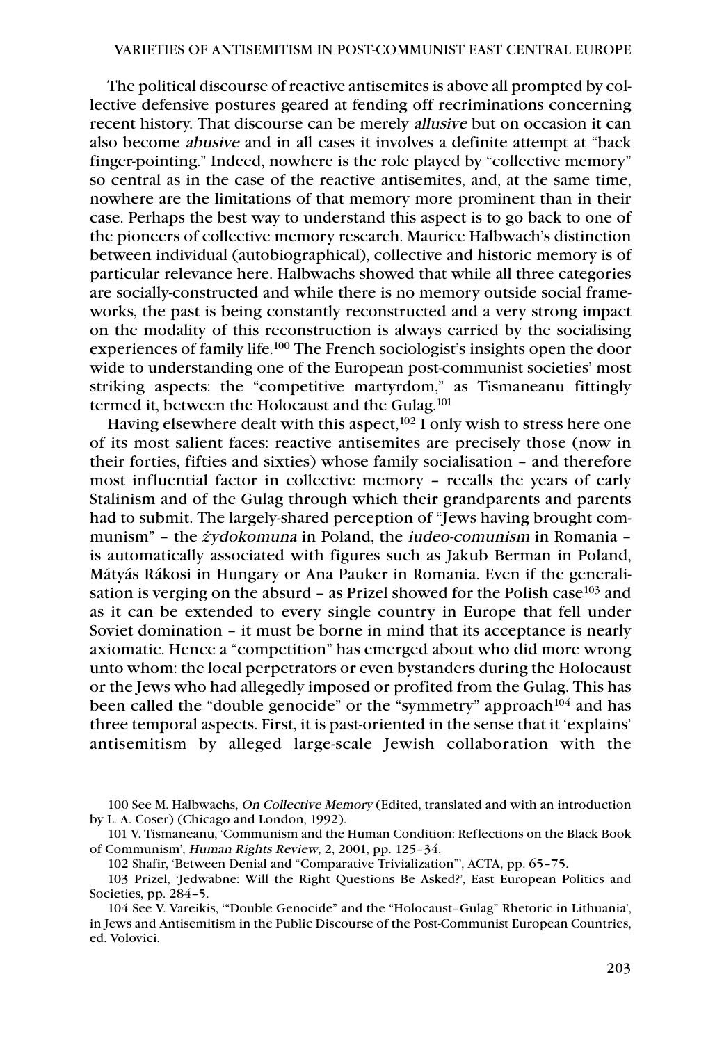The political discourse of reactive antisemites is above all prompted by collective defensive postures geared at fending off recriminations concerning recent history. That discourse can be merely *allusive* but on occasion it can also become *abusive* and in all cases it involves a definite attempt at "back finger-pointing." Indeed, nowhere is the role played by "collective memory" so central as in the case of the reactive antisemites, and, at the same time, nowhere are the limitations of that memory more prominent than in their case. Perhaps the best way to understand this aspect is to go back to one of the pioneers of collective memory research. Maurice Halbwach's distinction between individual (autobiographical), collective and historic memory is of particular relevance here. Halbwachs showed that while all three categories are socially-constructed and while there is no memory outside social frameworks, the past is being constantly reconstructed and a very strong impact on the modality of this reconstruction is always carried by the socialising experiences of family life.[100] The French sociologist's insights open the door wide to understanding one of the European post-communist societies' most striking aspects: the "competitive martyrdom," as Tismaneanu fittingly termed it, between the Holocaust and the Gulag.[101]

Having elsewhere dealt with this aspect,[102] I only wish to stress here one of its most salient faces: reactive antisemites are precisely those (now in their forties, fifties and sixties) whose family socialisation – and therefore most influential factor in collective memory – recalls the years of early Stalinism and of the Gulag through which their grandparents and parents had to submit. The largely-shared perception of "Jews having brought communism" – the *żydokomuna* in Poland, the *iudeo-comunism* in Romania – is automatically associated with figures such as Jakub Berman in Poland, Mátyás Rákosi in Hungary or Ana Pauker in Romania. Even if the generalisation is verging on the absurd – as Prizel showed for the Polish case[103] and as it can be extended to every single country in Europe that fell under Soviet domination – it must be borne in mind that its acceptance is nearly axiomatic. Hence a "competition" has emerged about who did more wrong unto whom: the local perpetrators or even bystanders during the Holocaust or the Jews who had allegedly imposed or profited from the Gulag. This has been called the "double genocide" or the "symmetry" approach[104] and has three temporal aspects. First, it is past-oriented in the sense that it 'explains' antisemitism by alleged large-scale Jewish collaboration with the

100 See M. Halbwachs, *On Collective Memory* (Edited, translated and with an introduction by L. A. Coser) (Chicago and London, 1992).

101 V. Tismaneanu, 'Communism and the Human Condition: Reflections on the Black Book of Communism', *Human Rights Review*, 2, 2001, pp. 125–34.

102 Shafir, 'Between Denial and "Comparative Trivialization"', ACTA, pp. 65–75.

103 Prizel, 'Jedwabne: Will the Right Questions Be Asked?', East European Politics and Societies, pp. 284–5.

104 See V. Vareikis, '"Double Genocide" and the "Holocaust–Gulag" Rhetoric in Lithuania', in Jews and Antisemitism in the Public Discourse of the Post-Communist European Countries, ed. Volovici.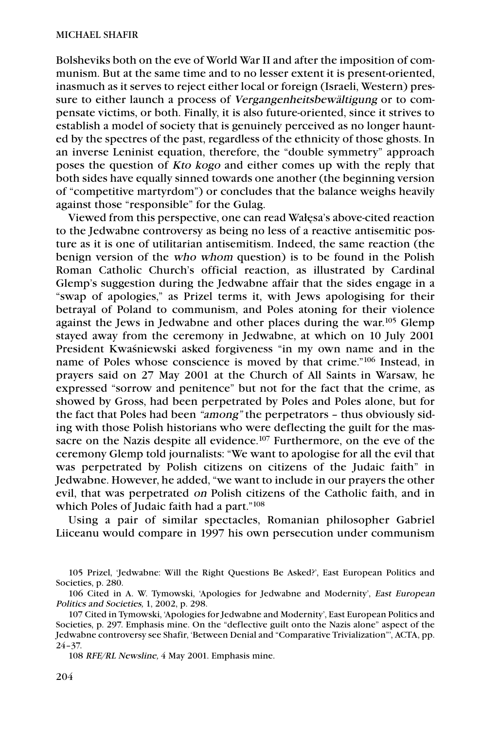Bolsheviks both on the eve of World War II and after the imposition of communism. But at the same time and to no lesser extent it is present-oriented, inasmuch as it serves to reject either local or foreign (Israeli, Western) pressure to either launch a process of *Vergangenheitsbewältigung* or to compensate victims, or both. Finally, it is also future-oriented, since it strives to establish a model of society that is genuinely perceived as no longer haunted by the spectres of the past, regardless of the ethnicity of those ghosts. In an inverse Leninist equation, therefore, the "double symmetry" approach poses the question of *Kto kogo* and either comes up with the reply that both sides have equally sinned towards one another (the beginning version of "competitive martyrdom") or concludes that the balance weighs heavily against those "responsible" for the Gulag.

Viewed from this perspective, one can read Wałęsa's above-cited reaction to the Jedwabne controversy as being no less of a reactive antisemitic posture as it is one of utilitarian antisemitism. Indeed, the same reaction (the benign version of the *who whom* question) is to be found in the Polish Roman Catholic Church's official reaction, as illustrated by Cardinal Glemp's suggestion during the Jedwabne affair that the sides engage in a "swap of apologies," as Prizel terms it, with Jews apologising for their betrayal of Poland to communism, and Poles atoning for their violence against the Jews in Jedwabne and other places during the war.[105] Glemp stayed away from the ceremony in Jedwabne, at which on 10 July 2001 President Kwaśniewski asked forgiveness "in my own name and in the name of Poles whose conscience is moved by that crime."[106] Instead, in prayers said on 27 May 2001 at the Church of All Saints in Warsaw, he expressed "sorrow and penitence" but not for the fact that the crime, as showed by Gross, had been perpetrated by Poles and Poles alone, but for the fact that Poles had been *"among"* the perpetrators – thus obviously siding with those Polish historians who were deflecting the guilt for the massacre on the Nazis despite all evidence.[107] Furthermore, on the eve of the ceremony Glemp told journalists: "We want to apologise for all the evil that was perpetrated by Polish citizens on citizens of the Judaic faith" in Jedwabne. However, he added, "we want to include in our prayers the other evil, that was perpetrated *on* Polish citizens of the Catholic faith, and in which Poles of Judaic faith had a part."[108]

Using a pair of similar spectacles, Romanian philosopher Gabriel Liiceanu would compare in 1997 his own persecution under communism

105 Prizel, 'Jedwabne: Will the Right Questions Be Asked?', East European Politics and Societies, p. 280.

106 Cited in A. W. Tymowski, 'Apologies for Jedwabne and Modernity', *East European Politics and Societies,* 1, 2002, p. 298.

107 Cited in Tymowski, 'Apologies for Jedwabne and Modernity', East European Politics and Societies, p. 297. Emphasis mine. On the "deflective guilt onto the Nazis alone" aspect of the Jedwabne controversy see Shafir, 'Between Denial and "Comparative Trivialization"', ACTA, pp. 24–37.

108 *RFE/RL Newsline,* 4 May 2001. Emphasis mine.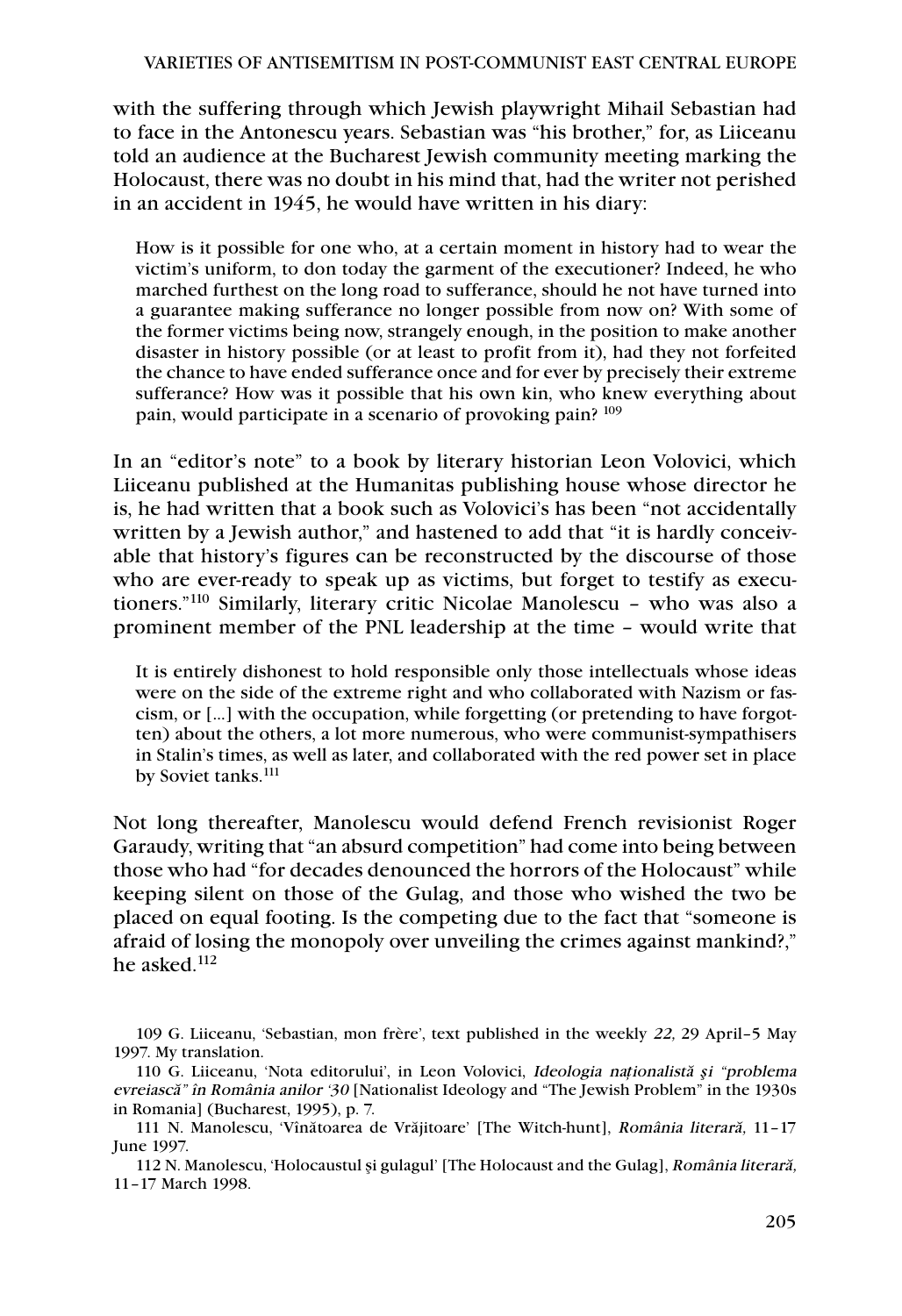with the suffering through which Jewish playwright Mihail Sebastian had to face in the Antonescu years. Sebastian was "his brother," for, as Liiceanu told an audience at the Bucharest Jewish community meeting marking the Holocaust, there was no doubt in his mind that, had the writer not perished in an accident in 1945, he would have written in his diary:

> How is it possible for one who, at a certain moment in history had to wear the victim's uniform, to don today the garment of the executioner? Indeed, he who marched furthest on the long road to sufferance, should he not have turned into a guarantee making sufferance no longer possible from now on? With some of the former victims being now, strangely enough, in the position to make another disaster in history possible (or at least to profit from it), had they not forfeited the chance to have ended sufferance once and for ever by precisely their extreme sufferance? How was it possible that his own kin, who knew everything about pain, would participate in a scenario of provoking pain? [109]

In an "editor's note" to a book by literary historian Leon Volovici, which Liiceanu published at the Humanitas publishing house whose director he is, he had written that a book such as Volovici's has been "not accidentally written by a Jewish author," and hastened to add that "it is hardly conceivable that history's figures can be reconstructed by the discourse of those who are ever-ready to speak up as victims, but forget to testify as executioners."[110] Similarly, literary critic Nicolae Manolescu – who was also a prominent member of the PNL leadership at the time – would write that

> It is entirely dishonest to hold responsible only those intellectuals whose ideas were on the side of the extreme right and who collaborated with Nazism or fascism, or [...] with the occupation, while forgetting (or pretending to have forgotten) about the others, a lot more numerous, who were communist-sympathisers in Stalin's times, as well as later, and collaborated with the red power set in place by Soviet tanks.[111]

Not long thereafter, Manolescu would defend French revisionist Roger Garaudy, writing that "an absurd competition" had come into being between those who had "for decades denounced the horrors of the Holocaust" while keeping silent on those of the Gulag, and those who wished the two be placed on equal footing. Is the competing due to the fact that "someone is afraid of losing the monopoly over unveiling the crimes against mankind?," he asked.[112]

---

109 G. Liiceanu, 'Sebastian, mon frère', text published in the weekly *22,* 29 April–5 May 1997. My translation.

110 G. Liiceanu, 'Nota editorului', in Leon Volovici, *Ideologia naţionalistă şi "problema evreiască" în România anilor '30* [Nationalist Ideology and "The Jewish Problem" in the 1930s in Romania] (Bucharest, 1995), p. 7.

111 N. Manolescu, 'Vînătoarea de Vrăjitoare' [The Witch-hunt], *România literară,* 11–17 June 1997.

112 N. Manolescu, 'Holocaustul şi gulagul' [The Holocaust and the Gulag], *România literară,* 11–17 March 1998.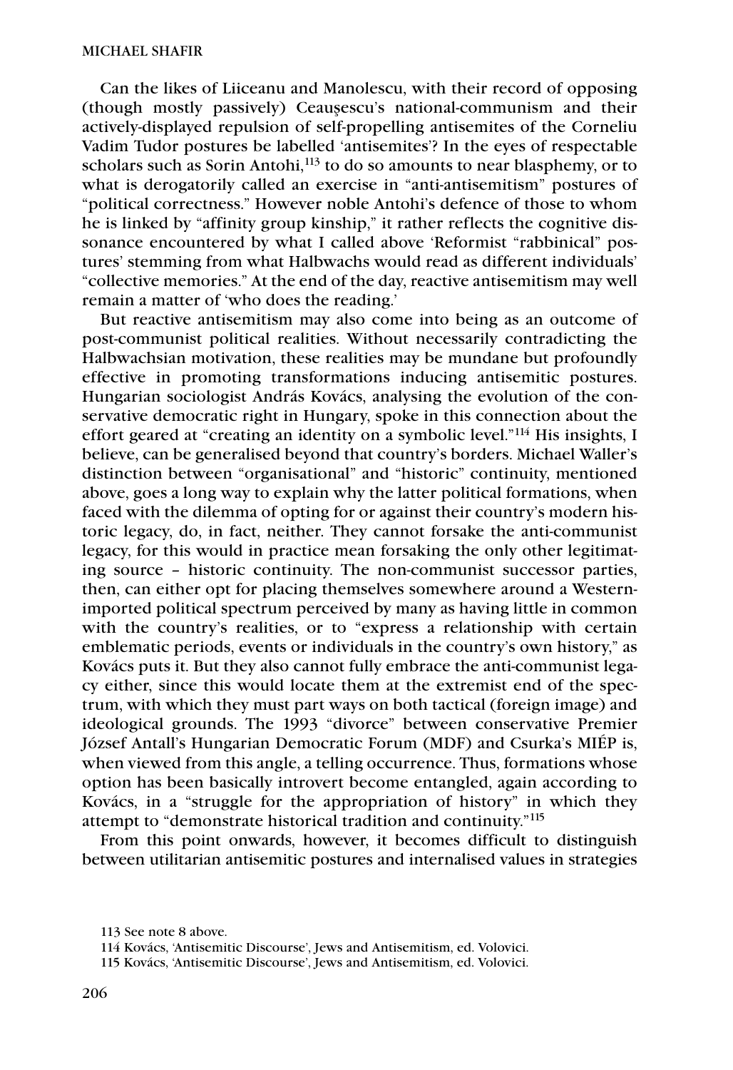Can the likes of Liiceanu and Manolescu, with their record of opposing (though mostly passively) Ceauşescu's national-communism and their actively-displayed repulsion of self-propelling antisemites of the Corneliu Vadim Tudor postures be labelled 'antisemites'? In the eyes of respectable scholars such as Sorin Antohi,[113] to do so amounts to near blasphemy, or to what is derogatorily called an exercise in "anti-antisemitism" postures of "political correctness." However noble Antohi's defence of those to whom he is linked by "affinity group kinship," it rather reflects the cognitive dissonance encountered by what I called above 'Reformist "rabbinical" postures' stemming from what Halbwachs would read as different individuals' "collective memories." At the end of the day, reactive antisemitism may well remain a matter of 'who does the reading.'

But reactive antisemitism may also come into being as an outcome of post-communist political realities. Without necessarily contradicting the Halbwachsian motivation, these realities may be mundane but profoundly effective in promoting transformations inducing antisemitic postures. Hungarian sociologist András Kovács, analysing the evolution of the conservative democratic right in Hungary, spoke in this connection about the effort geared at "creating an identity on a symbolic level."[114] His insights, I believe, can be generalised beyond that country's borders. Michael Waller's distinction between "organisational" and "historic" continuity, mentioned above, goes a long way to explain why the latter political formations, when faced with the dilemma of opting for or against their country's modern historic legacy, do, in fact, neither. They cannot forsake the anti-communist legacy, for this would in practice mean forsaking the only other legitimating source – historic continuity. The non-communist successor parties, then, can either opt for placing themselves somewhere around a Western-imported political spectrum perceived by many as having little in common with the country's realities, or to "express a relationship with certain emblematic periods, events or individuals in the country's own history," as Kovács puts it. But they also cannot fully embrace the anti-communist legacy either, since this would locate them at the extremist end of the spectrum, with which they must part ways on both tactical (foreign image) and ideological grounds. The 1993 "divorce" between conservative Premier József Antall's Hungarian Democratic Forum (MDF) and Csurka's MIÉP is, when viewed from this angle, a telling occurrence. Thus, formations whose option has been basically introvert become entangled, again according to Kovács, in a "struggle for the appropriation of history" in which they attempt to "demonstrate historical tradition and continuity."[115]

From this point onwards, however, it becomes difficult to distinguish between utilitarian antisemitic postures and internalised values in strategies

113 See note 8 above.

114 Kovács, 'Antisemitic Discourse', Jews and Antisemitism, ed. Volovici.

115 Kovács, 'Antisemitic Discourse', Jews and Antisemitism, ed. Volovici.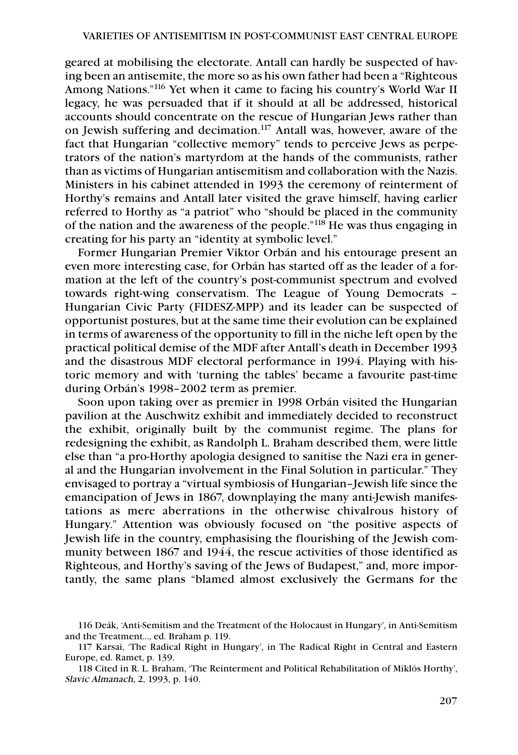geared at mobilising the electorate. Antall can hardly be suspected of having been an antisemite, the more so as his own father had been a "Righteous Among Nations."[116] Yet when it came to facing his country's World War II legacy, he was persuaded that if it should at all be addressed, historical accounts should concentrate on the rescue of Hungarian Jews rather than on Jewish suffering and decimation.[117] Antall was, however, aware of the fact that Hungarian "collective memory" tends to perceive Jews as perpetrators of the nation's martyrdom at the hands of the communists, rather than as victims of Hungarian antisemitism and collaboration with the Nazis. Ministers in his cabinet attended in 1993 the ceremony of reinterment of Horthy's remains and Antall later visited the grave himself, having earlier referred to Horthy as "a patriot" who "should be placed in the community of the nation and the awareness of the people."[118] He was thus engaging in creating for his party an "identity at symbolic level."

Former Hungarian Premier Viktor Orbán and his entourage present an even more interesting case, for Orbán has started off as the leader of a formation at the left of the country's post-communist spectrum and evolved towards right-wing conservatism. The League of Young Democrats – Hungarian Civic Party (FIDESZ-MPP) and its leader can be suspected of opportunist postures, but at the same time their evolution can be explained in terms of awareness of the opportunity to fill in the niche left open by the practical political demise of the MDF after Antall's death in December 1993 and the disastrous MDF electoral performance in 1994. Playing with historic memory and with 'turning the tables' became a favourite past-time during Orbán's 1998–2002 term as premier.

Soon upon taking over as premier in 1998 Orbán visited the Hungarian pavilion at the Auschwitz exhibit and immediately decided to reconstruct the exhibit, originally built by the communist regime. The plans for redesigning the exhibit, as Randolph L. Braham described them, were little else than "a pro-Horthy apologia designed to sanitise the Nazi era in general and the Hungarian involvement in the Final Solution in particular." They envisaged to portray a "virtual symbiosis of Hungarian–Jewish life since the emancipation of Jews in 1867, downplaying the many anti-Jewish manifestations as mere aberrations in the otherwise chivalrous history of Hungary." Attention was obviously focused on "the positive aspects of Jewish life in the country, emphasising the flourishing of the Jewish community between 1867 and 1944, the rescue activities of those identified as Righteous, and Horthy's saving of the Jews of Budapest," and, more importantly, the same plans "blamed almost exclusively the Germans for the

116 Deák, 'Anti-Semitism and the Treatment of the Holocaust in Hungary', in Anti-Semitism and the Treatment..., ed. Braham p. 119.

117 Karsai, 'The Radical Right in Hungary', in The Radical Right in Central and Eastern Europe, ed. Ramet, p. 139.

118 Cited in R. L. Braham, 'The Reinterment and Political Rehabilitation of Miklós Horthy', *Slavic Almanach,* 2, 1993, p. 140.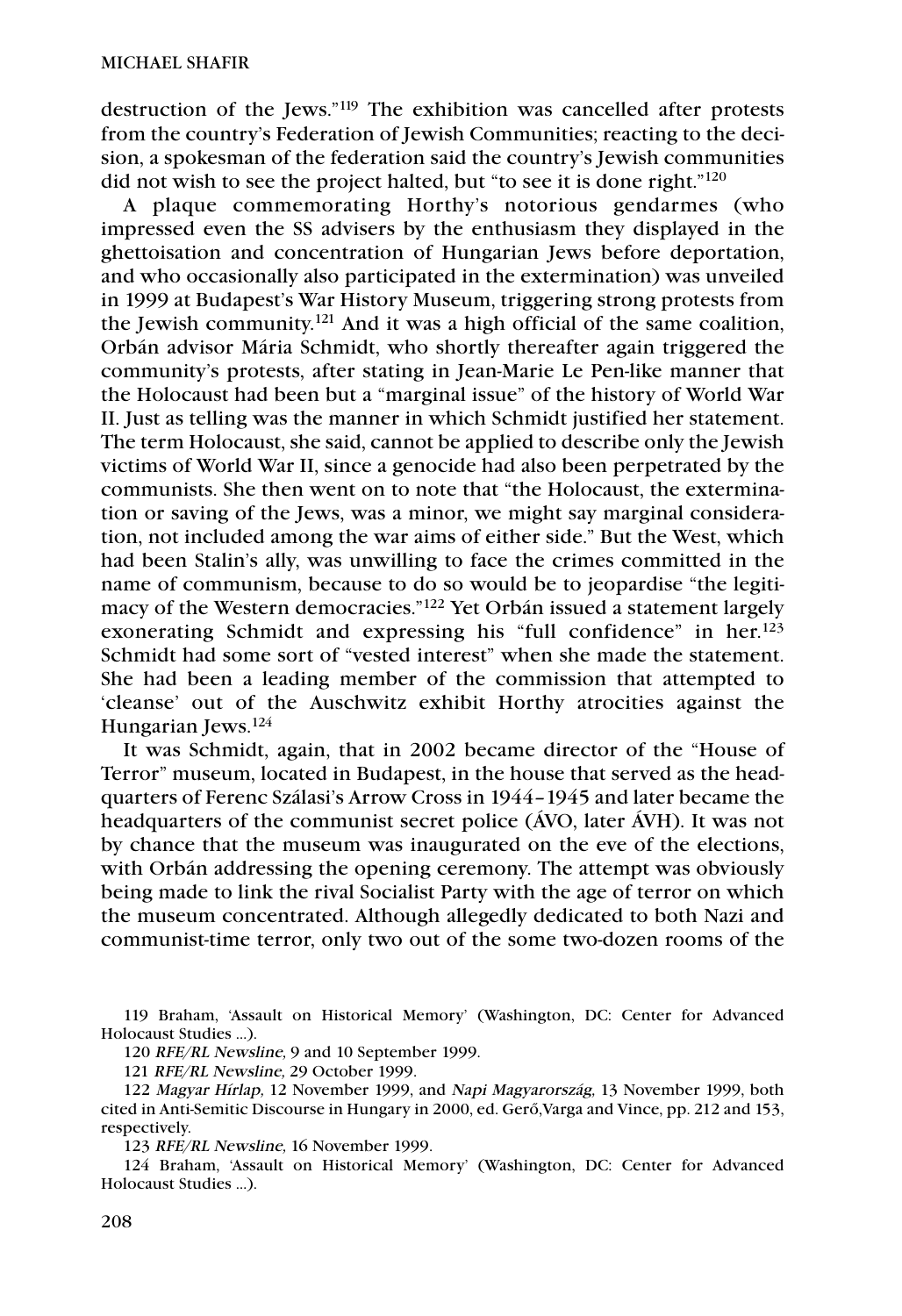destruction of the Jews."[119] The exhibition was cancelled after protests from the country's Federation of Jewish Communities; reacting to the decision, a spokesman of the federation said the country's Jewish communities did not wish to see the project halted, but "to see it is done right."[120]

A plaque commemorating Horthy's notorious gendarmes (who impressed even the SS advisers by the enthusiasm they displayed in the ghettoisation and concentration of Hungarian Jews before deportation, and who occasionally also participated in the extermination) was unveiled in 1999 at Budapest's War History Museum, triggering strong protests from the Jewish community.[121] And it was a high official of the same coalition, Orbán advisor Mária Schmidt, who shortly thereafter again triggered the community's protests, after stating in Jean-Marie Le Pen-like manner that the Holocaust had been but a "marginal issue" of the history of World War II. Just as telling was the manner in which Schmidt justified her statement. The term Holocaust, she said, cannot be applied to describe only the Jewish victims of World War II, since a genocide had also been perpetrated by the communists. She then went on to note that "the Holocaust, the extermination or saving of the Jews, was a minor, we might say marginal consideration, not included among the war aims of either side." But the West, which had been Stalin's ally, was unwilling to face the crimes committed in the name of communism, because to do so would be to jeopardise "the legitimacy of the Western democracies."[122] Yet Orbán issued a statement largely exonerating Schmidt and expressing his "full confidence" in her.[123] Schmidt had some sort of "vested interest" when she made the statement. She had been a leading member of the commission that attempted to 'cleanse' out of the Auschwitz exhibit Horthy atrocities against the Hungarian Jews.[124]

It was Schmidt, again, that in 2002 became director of the "House of Terror" museum, located in Budapest, in the house that served as the headquarters of Ferenc Szálasi's Arrow Cross in 1944–1945 and later became the headquarters of the communist secret police (ÁVO, later ÁVH). It was not by chance that the museum was inaugurated on the eve of the elections, with Orbán addressing the opening ceremony. The attempt was obviously being made to link the rival Socialist Party with the age of terror on which the museum concentrated. Although allegedly dedicated to both Nazi and communist-time terror, only two out of the some two-dozen rooms of the

119 Braham, 'Assault on Historical Memory' (Washington, DC: Center for Advanced Holocaust Studies ...).

120 *RFE/RL Newsline*, 9 and 10 September 1999.

121 *RFE/RL Newsline*, 29 October 1999.

122 *Magyar Hírlap*, 12 November 1999, and *Napi Magyarország*, 13 November 1999, both cited in Anti-Semitic Discourse in Hungary in 2000, ed. Gerő,Varga and Vince, pp. 212 and 153, respectively.

123 *RFE/RL Newsline*, 16 November 1999.

124 Braham, 'Assault on Historical Memory' (Washington, DC: Center for Advanced Holocaust Studies ...).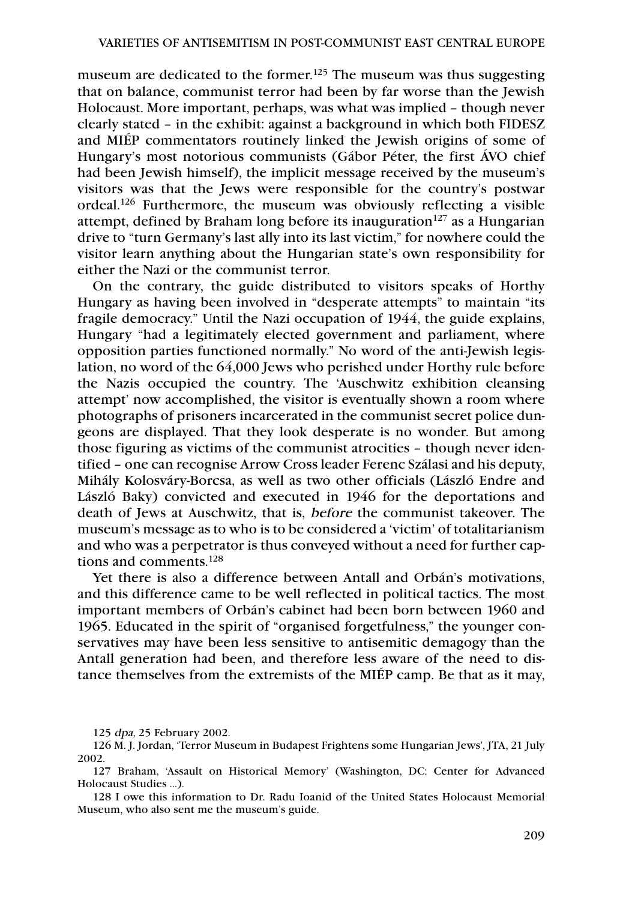museum are dedicated to the former.[125] The museum was thus suggesting that on balance, communist terror had been by far worse than the Jewish Holocaust. More important, perhaps, was what was implied – though never clearly stated – in the exhibit: against a background in which both FIDESZ and MIÉP commentators routinely linked the Jewish origins of some of Hungary's most notorious communists (Gábor Péter, the first ÁVO chief had been Jewish himself), the implicit message received by the museum's visitors was that the Jews were responsible for the country's postwar ordeal.[126] Furthermore, the museum was obviously reflecting a visible attempt, defined by Braham long before its inauguration[127] as a Hungarian drive to "turn Germany's last ally into its last victim," for nowhere could the visitor learn anything about the Hungarian state's own responsibility for either the Nazi or the communist terror.

On the contrary, the guide distributed to visitors speaks of Horthy Hungary as having been involved in "desperate attempts" to maintain "its fragile democracy." Until the Nazi occupation of 1944, the guide explains, Hungary "had a legitimately elected government and parliament, where opposition parties functioned normally." No word of the anti-Jewish legislation, no word of the 64,000 Jews who perished under Horthy rule before the Nazis occupied the country. The 'Auschwitz exhibition cleansing attempt' now accomplished, the visitor is eventually shown a room where photographs of prisoners incarcerated in the communist secret police dungeons are displayed. That they look desperate is no wonder. But among those figuring as victims of the communist atrocities – though never identified – one can recognise Arrow Cross leader Ferenc Szálasi and his deputy, Mihály Kolosváry-Borcsa, as well as two other officials (László Endre and László Baky) convicted and executed in 1946 for the deportations and death of Jews at Auschwitz, that is, *before* the communist takeover. The museum's message as to who is to be considered a 'victim' of totalitarianism and who was a perpetrator is thus conveyed without a need for further captions and comments.[128]

Yet there is also a difference between Antall and Orbán's motivations, and this difference came to be well reflected in political tactics. The most important members of Orbán's cabinet had been born between 1960 and 1965. Educated in the spirit of "organised forgetfulness," the younger conservatives may have been less sensitive to antisemitic demagogy than the Antall generation had been, and therefore less aware of the need to distance themselves from the extremists of the MIÉP camp. Be that as it may,

125 *dpa,* 25 February 2002.

126 M. J. Jordan, 'Terror Museum in Budapest Frightens some Hungarian Jews', JTA, 21 July 2002.

127 Braham, 'Assault on Historical Memory' (Washington, DC: Center for Advanced Holocaust Studies ...).

128 I owe this information to Dr. Radu Ioanid of the United States Holocaust Memorial Museum, who also sent me the museum's guide.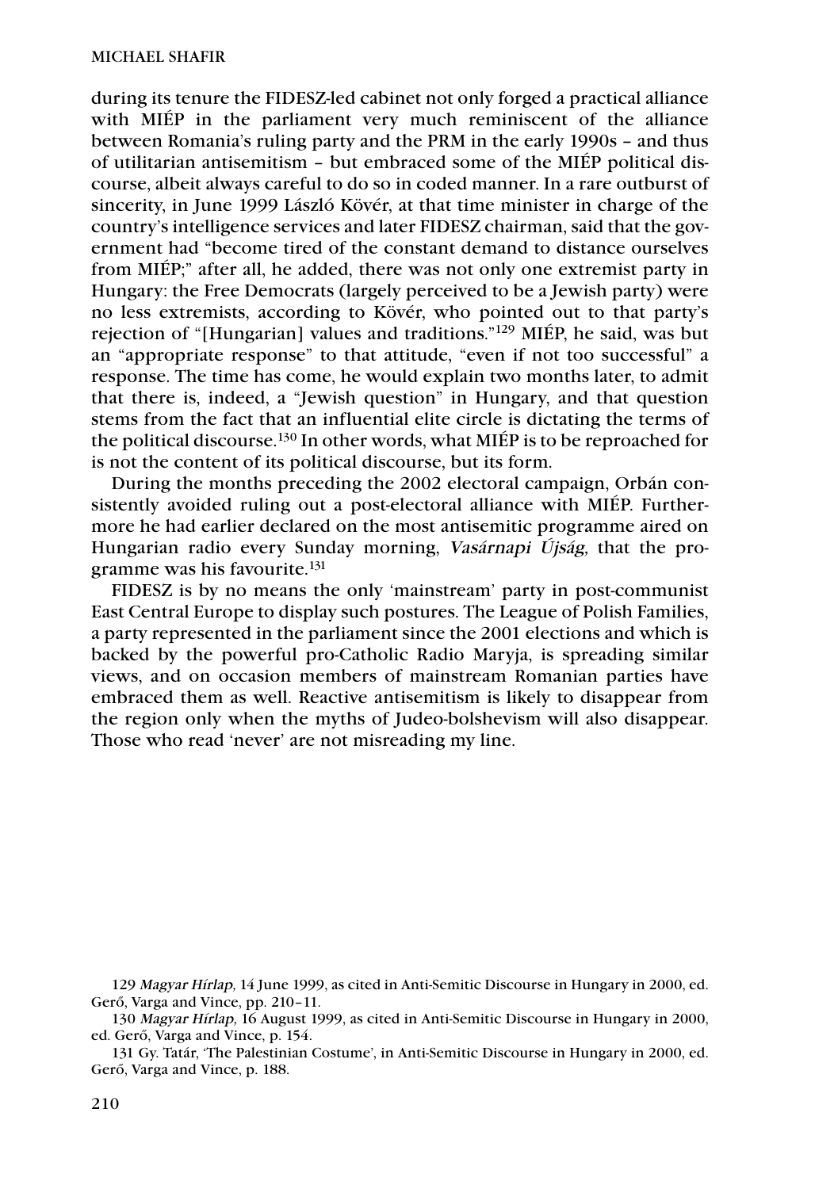during its tenure the FIDESZ-led cabinet not only forged a practical alliance with MIÉP in the parliament very much reminiscent of the alliance between Romania's ruling party and the PRM in the early 1990s – and thus of utilitarian antisemitism – but embraced some of the MIÉP political discourse, albeit always careful to do so in coded manner. In a rare outburst of sincerity, in June 1999 László Kövér, at that time minister in charge of the country's intelligence services and later FIDESZ chairman, said that the government had "become tired of the constant demand to distance ourselves from MIÉP;" after all, he added, there was not only one extremist party in Hungary: the Free Democrats (largely perceived to be a Jewish party) were no less extremists, according to Kövér, who pointed out to that party's rejection of "[Hungarian] values and traditions."[129] MIÉP, he said, was but an "appropriate response" to that attitude, "even if not too successful" a response. The time has come, he would explain two months later, to admit that there is, indeed, a "Jewish question" in Hungary, and that question stems from the fact that an influential elite circle is dictating the terms of the political discourse.[130] In other words, what MIÉP is to be reproached for is not the content of its political discourse, but its form.

During the months preceding the 2002 electoral campaign, Orbán consistently avoided ruling out a post-electoral alliance with MIÉP. Furthermore he had earlier declared on the most antisemitic programme aired on Hungarian radio every Sunday morning, *Vasárnapi Újság,* that the programme was his favourite.[131]

FIDESZ is by no means the only 'mainstream' party in post-communist East Central Europe to display such postures. The League of Polish Families, a party represented in the parliament since the 2001 elections and which is backed by the powerful pro-Catholic Radio Maryja, is spreading similar views, and on occasion members of mainstream Romanian parties have embraced them as well. Reactive antisemitism is likely to disappear from the region only when the myths of Judeo-bolshevism will also disappear. Those who read 'never' are not misreading my line.

129 *Magyar Hírlap,* 14 June 1999, as cited in Anti-Semitic Discourse in Hungary in 2000, ed. Gerő, Varga and Vince, pp. 210–11.

130 *Magyar Hírlap,* 16 August 1999, as cited in Anti-Semitic Discourse in Hungary in 2000, ed. Gerő, Varga and Vince, p. 154.

131 Gy. Tatár, 'The Palestinian Costume', in Anti-Semitic Discourse in Hungary in 2000, ed. Gerő, Varga and Vince, p. 188.